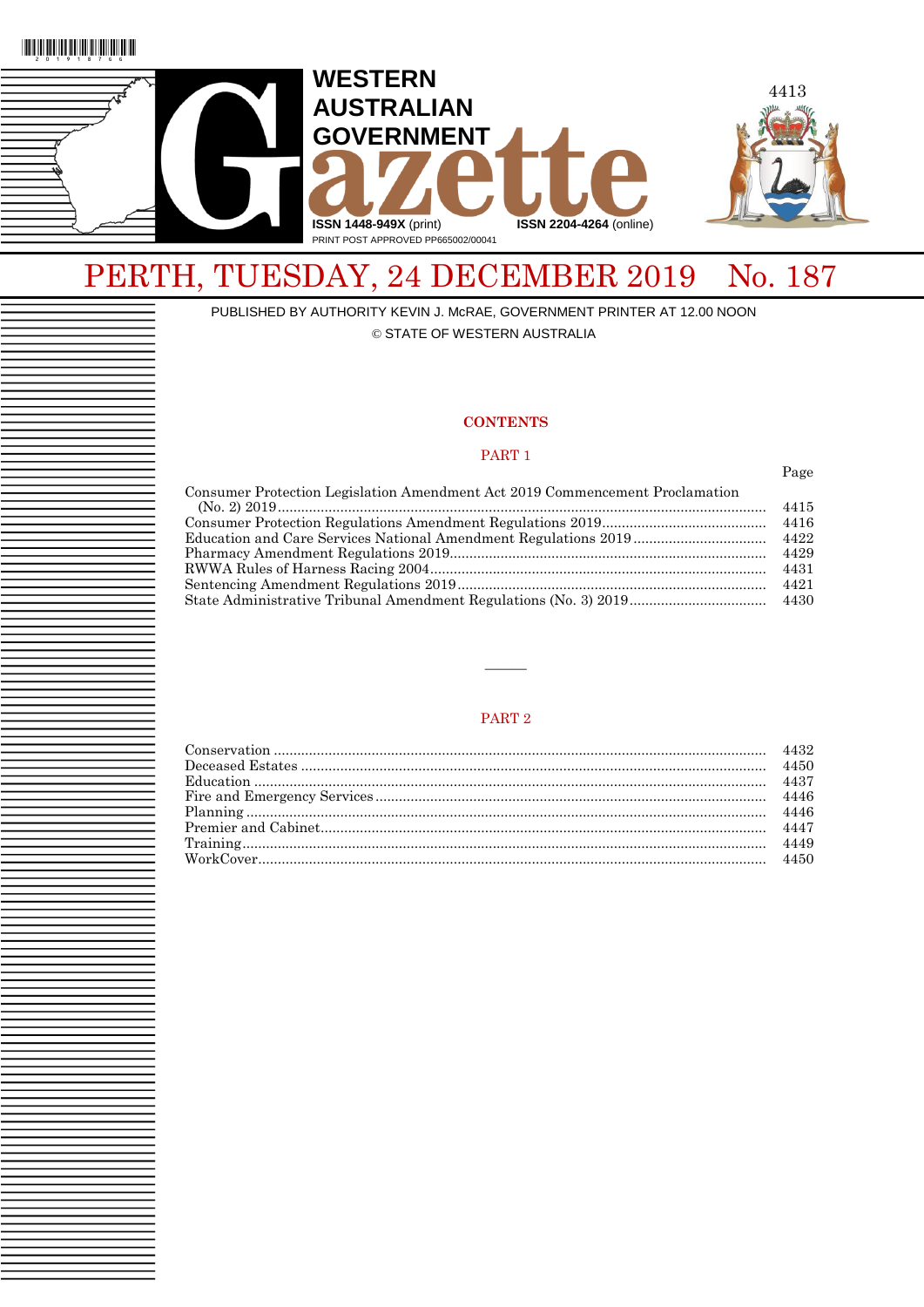# WESTERN AUSTRALIAN GOVERNMENT Gazette

ISSN 1448-949X (print) ISSN 2204-4264 (online)

PRINT POST APPROVED PP665002/00041

## PERTH, TUESDAY, 24 DECEMBER 2019 No. 187

PUBLISHED BY AUTHORITY KEVIN J. McRAE, GOVERNMENT PRINTER AT 12.00 NOON

© STATE OF WESTERN AUSTRALIA

### CONTENTS

#### PART 1

| | Page |
|---|---|
| Consumer Protection Legislation Amendment Act 2019 Commencement Proclamation (No. 2) 2019 | 4415 |
| Consumer Protection Regulations Amendment Regulations 2019 | 4416 |
| Education and Care Services National Amendment Regulations 2019 | 4422 |
| Pharmacy Amendment Regulations 2019 | 4429 |
| RWWA Rules of Harness Racing 2004 | 4431 |
| Sentencing Amendment Regulations 2019 | 4421 |
| State Administrative Tribunal Amendment Regulations (No. 3) 2019 | 4430 |

---

#### PART 2

| | |
|---|---|
| Conservation | 4432 |
| Deceased Estates | 4450 |
| Education | 4437 |
| Fire and Emergency Services | 4446 |
| Planning | 4446 |
| Premier and Cabinet | 4447 |
| Training | 4449 |
| WorkCover | 4450 |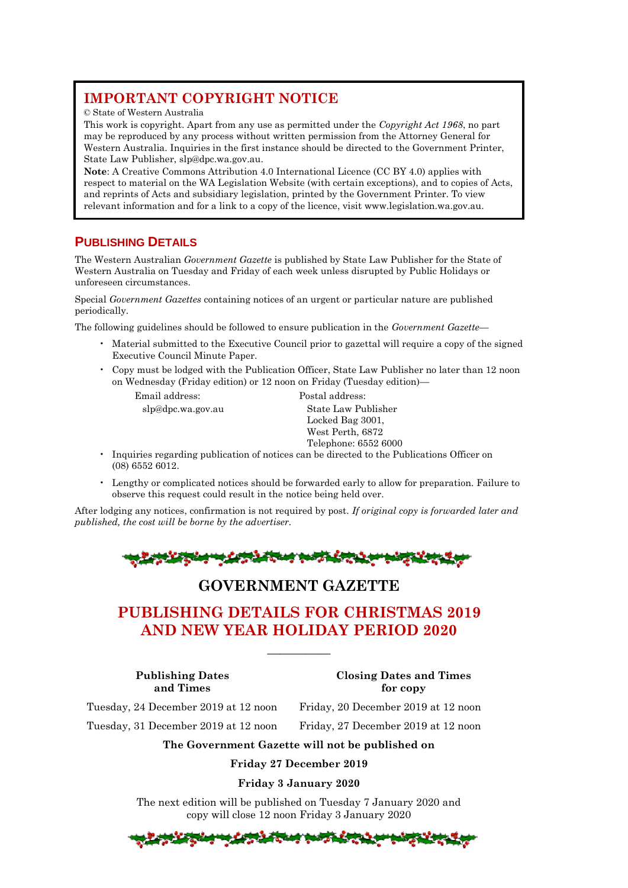## IMPORTANT COPYRIGHT NOTICE

© State of Western Australia

This work is copyright. Apart from any use as permitted under the *Copyright Act 1968*, no part may be reproduced by any process without written permission from the Attorney General for Western Australia. Inquiries in the first instance should be directed to the Government Printer, State Law Publisher, slp@dpc.wa.gov.au.

**Note**: A Creative Commons Attribution 4.0 International Licence (CC BY 4.0) applies with respect to material on the WA Legislation Website (with certain exceptions), and to copies of Acts, and reprints of Acts and subsidiary legislation, printed by the Government Printer. To view relevant information and for a link to a copy of the licence, visit www.legislation.wa.gov.au.

## PUBLISHING DETAILS

The Western Australian *Government Gazette* is published by State Law Publisher for the State of Western Australia on Tuesday and Friday of each week unless disrupted by Public Holidays or unforeseen circumstances.

Special *Government Gazettes* containing notices of an urgent or particular nature are published periodically.

The following guidelines should be followed to ensure publication in the *Government Gazette*—

- Material submitted to the Executive Council prior to gazettal will require a copy of the signed Executive Council Minute Paper.
- Copy must be lodged with the Publication Officer, State Law Publisher no later than 12 noon on Wednesday (Friday edition) or 12 noon on Friday (Tuesday edition)—

| Email address: | Postal address: |
|---|---|
| slp@dpc.wa.gov.au | State Law Publisher<br>Locked Bag 3001,<br>West Perth, 6872<br>Telephone: 6552 6000 |

- Inquiries regarding publication of notices can be directed to the Publications Officer on (08) 6552 6012.
- Lengthy or complicated notices should be forwarded early to allow for preparation. Failure to observe this request could result in the notice being held over.

After lodging any notices, confirmation is not required by post. *If original copy is forwarded later and published, the cost will be borne by the advertiser.*

# GOVERNMENT GAZETTE

## PUBLISHING DETAILS FOR CHRISTMAS 2019 AND NEW YEAR HOLIDAY PERIOD 2020

---

| Publishing Dates and Times | Closing Dates and Times for copy |
|---|---|
| Tuesday, 24 December 2019 at 12 noon | Friday, 20 December 2019 at 12 noon |
| Tuesday, 31 December 2019 at 12 noon | Friday, 27 December 2019 at 12 noon |

**The Government Gazette will not be published on**

**Friday 27 December 2019**

**Friday 3 January 2020**

The next edition will be published on Tuesday 7 January 2020 and copy will close 12 noon Friday 3 January 2020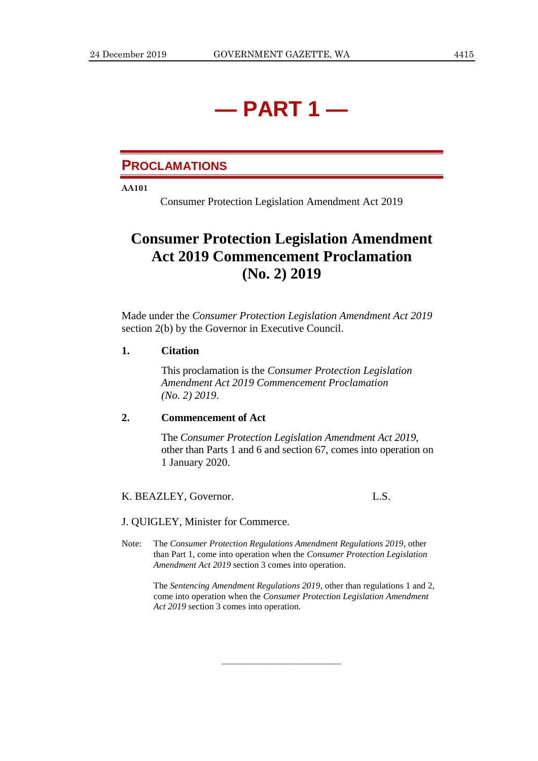# — PART 1 —

## PROCLAMATIONS

**AA101**

Consumer Protection Legislation Amendment Act 2019

## Consumer Protection Legislation Amendment Act 2019 Commencement Proclamation (No. 2) 2019

Made under the *Consumer Protection Legislation Amendment Act 2019* section 2(b) by the Governor in Executive Council.

**1. Citation**

This proclamation is the *Consumer Protection Legislation Amendment Act 2019 Commencement Proclamation (No. 2) 2019*.

**2. Commencement of Act**

The *Consumer Protection Legislation Amendment Act 2019*, other than Parts 1 and 6 and section 67, comes into operation on 1 January 2020.

K. BEAZLEY, Governor. L.S.

J. QUIGLEY, Minister for Commerce.

Note: The *Consumer Protection Regulations Amendment Regulations 2019*, other than Part 1, come into operation when the *Consumer Protection Legislation Amendment Act 2019* section 3 comes into operation.

The *Sentencing Amendment Regulations 2019*, other than regulations 1 and 2, come into operation when the *Consumer Protection Legislation Amendment Act 2019* section 3 comes into operation.

---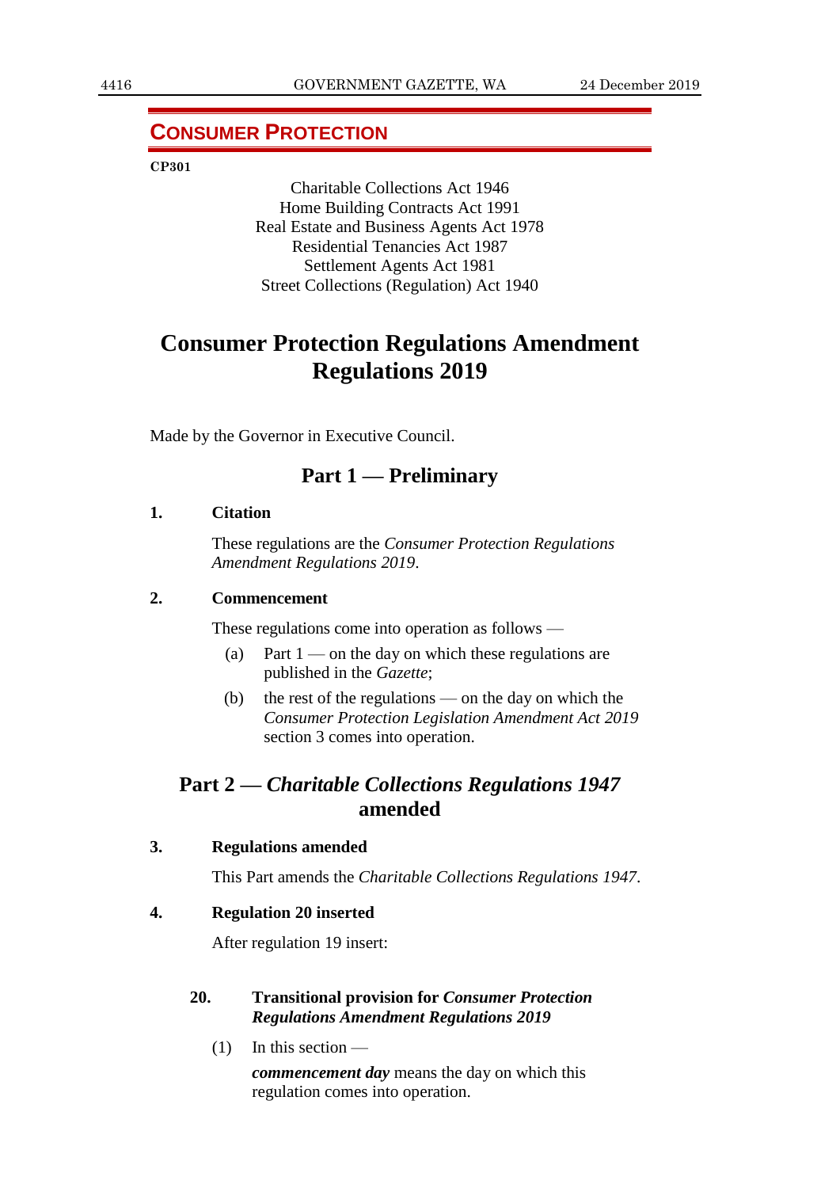## CONSUMER PROTECTION

**CP301**

Charitable Collections Act 1946
Home Building Contracts Act 1991
Real Estate and Business Agents Act 1978
Residential Tenancies Act 1987
Settlement Agents Act 1981
Street Collections (Regulation) Act 1940

# Consumer Protection Regulations Amendment Regulations 2019

Made by the Governor in Executive Council.

## Part 1 — Preliminary

**1. Citation**

These regulations are the *Consumer Protection Regulations Amendment Regulations 2019*.

**2. Commencement**

These regulations come into operation as follows —

(a) Part 1 — on the day on which these regulations are published in the *Gazette*;

(b) the rest of the regulations — on the day on which the *Consumer Protection Legislation Amendment Act 2019* section 3 comes into operation.

## Part 2 — *Charitable Collections Regulations 1947* amended

**3. Regulations amended**

This Part amends the *Charitable Collections Regulations 1947*.

**4. Regulation 20 inserted**

After regulation 19 insert:

**20. Transitional provision for *Consumer Protection Regulations Amendment Regulations 2019***

(1) In this section —

***commencement day*** means the day on which this regulation comes into operation.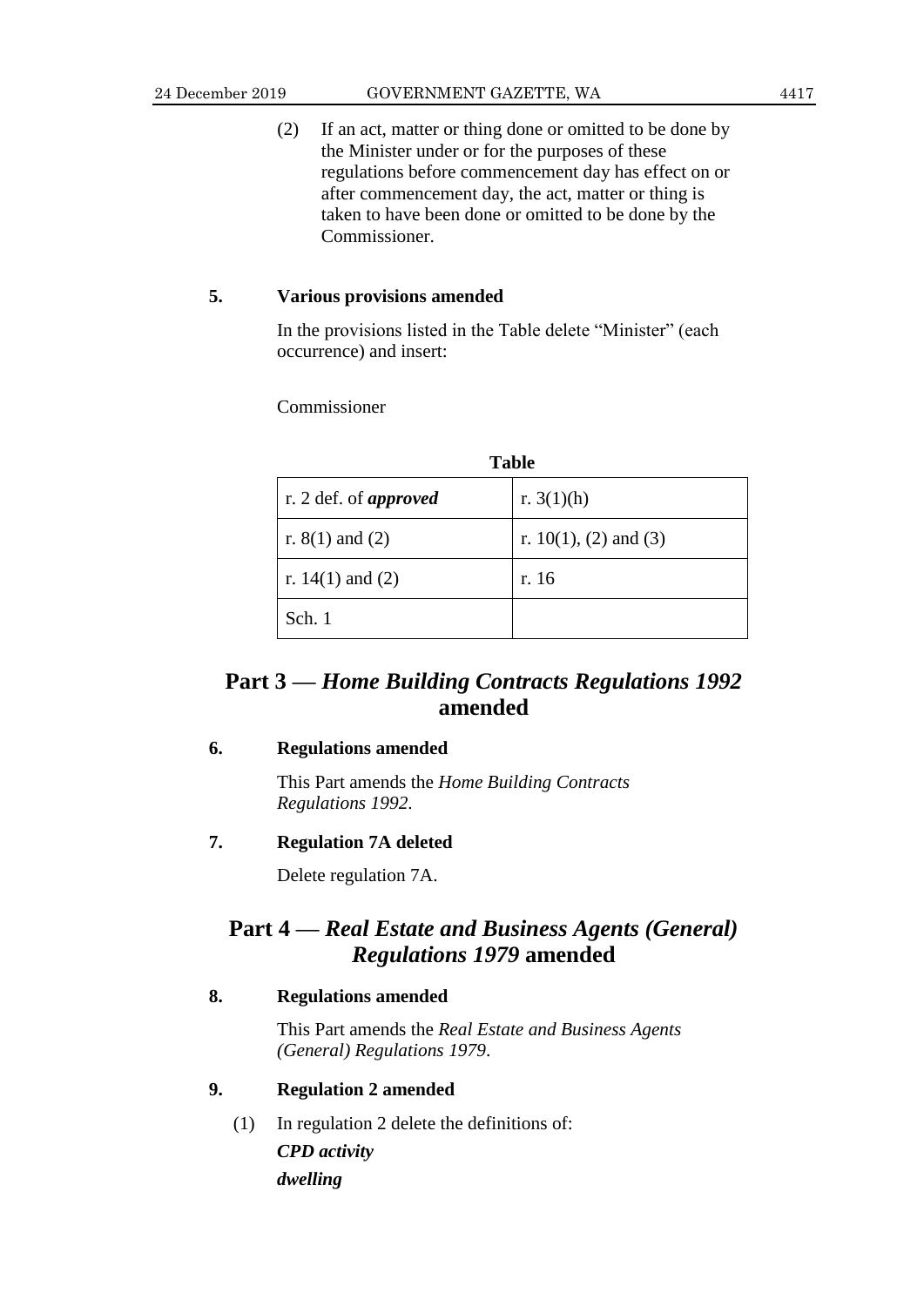(2) If an act, matter or thing done or omitted to be done by the Minister under or for the purposes of these regulations before commencement day has effect on or after commencement day, the act, matter or thing is taken to have been done or omitted to be done by the Commissioner.

### 5. Various provisions amended

In the provisions listed in the Table delete "Minister" (each occurrence) and insert:

Commissioner

**Table**

| | |
|---|---|
| r. 2 def. of ***approved*** | r. 3(1)(h) |
| r. 8(1) and (2) | r. 10(1), (2) and (3) |
| r. 14(1) and (2) | r. 16 |
| Sch. 1 | |

## Part 3 — *Home Building Contracts Regulations 1992* amended

### 6. Regulations amended

This Part amends the *Home Building Contracts Regulations 1992*.

### 7. Regulation 7A deleted

Delete regulation 7A.

## Part 4 — *Real Estate and Business Agents (General) Regulations 1979* amended

### 8. Regulations amended

This Part amends the *Real Estate and Business Agents (General) Regulations 1979*.

### 9. Regulation 2 amended

(1) In regulation 2 delete the definitions of:

***CPD activity***

***dwelling***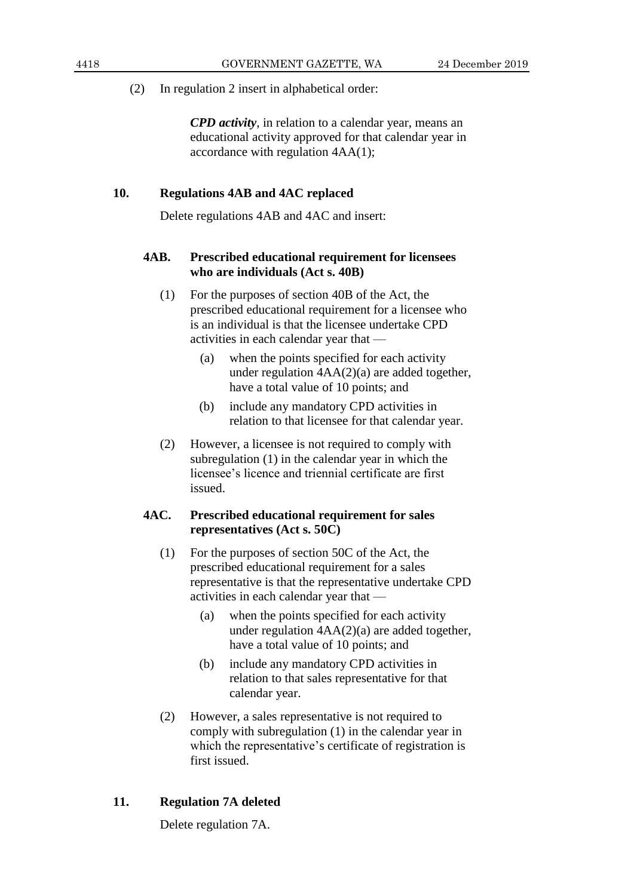(2) In regulation 2 insert in alphabetical order:

> ***CPD activity***, in relation to a calendar year, means an educational activity approved for that calendar year in accordance with regulation 4AA(1);

## 10. Regulations 4AB and 4AC replaced

Delete regulations 4AB and 4AC and insert:

### 4AB. Prescribed educational requirement for licensees who are individuals (Act s. 40B)

(1) For the purposes of section 40B of the Act, the prescribed educational requirement for a licensee who is an individual is that the licensee undertake CPD activities in each calendar year that —

(a) when the points specified for each activity under regulation 4AA(2)(a) are added together, have a total value of 10 points; and

(b) include any mandatory CPD activities in relation to that licensee for that calendar year.

(2) However, a licensee is not required to comply with subregulation (1) in the calendar year in which the licensee's licence and triennial certificate are first issued.

### 4AC. Prescribed educational requirement for sales representatives (Act s. 50C)

(1) For the purposes of section 50C of the Act, the prescribed educational requirement for a sales representative is that the representative undertake CPD activities in each calendar year that —

(a) when the points specified for each activity under regulation 4AA(2)(a) are added together, have a total value of 10 points; and

(b) include any mandatory CPD activities in relation to that sales representative for that calendar year.

(2) However, a sales representative is not required to comply with subregulation (1) in the calendar year in which the representative's certificate of registration is first issued.

## 11. Regulation 7A deleted

Delete regulation 7A.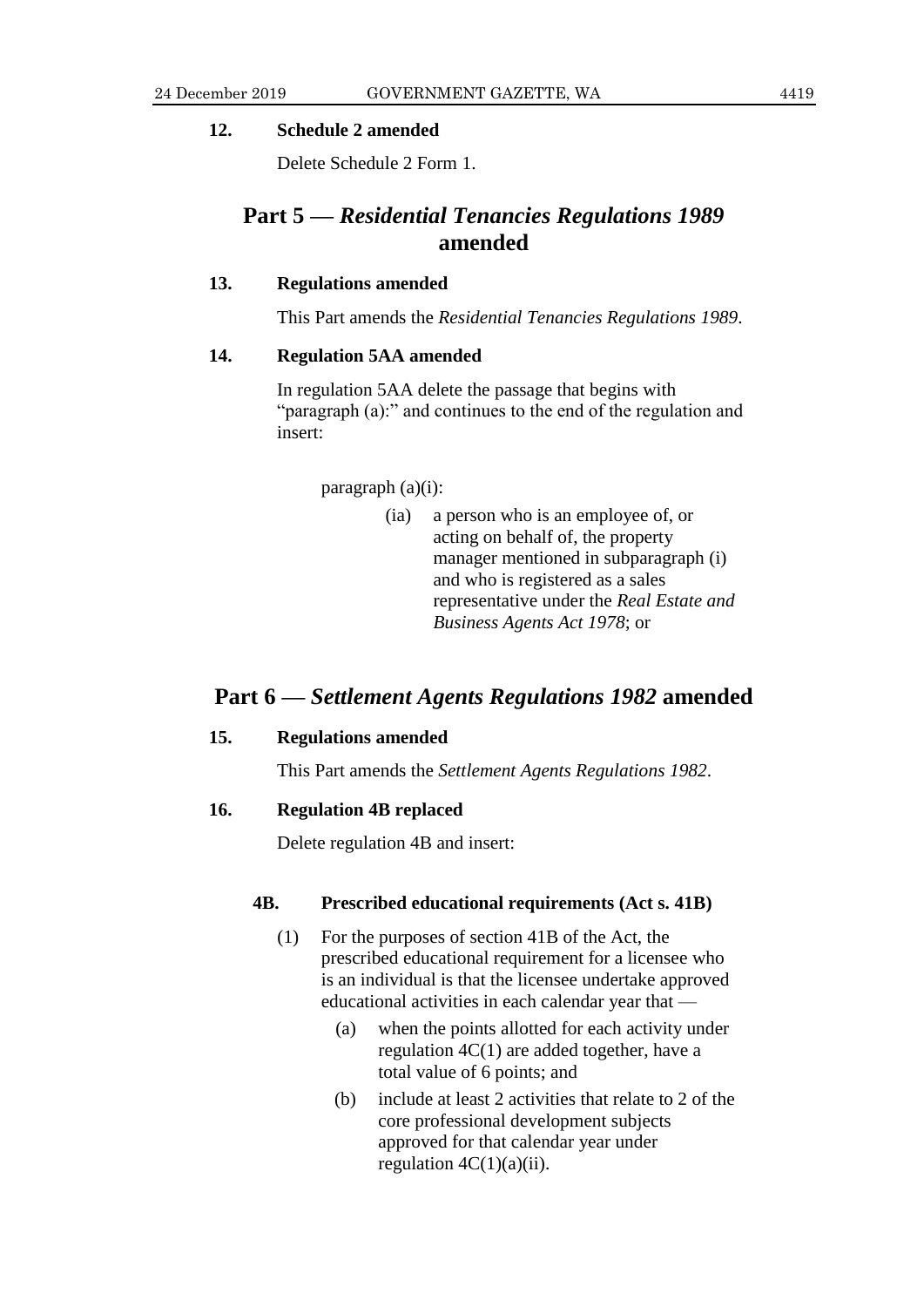**12. Schedule 2 amended**

Delete Schedule 2 Form 1.

## Part 5 — *Residential Tenancies Regulations 1989* amended

**13. Regulations amended**

This Part amends the *Residential Tenancies Regulations 1989*.

**14. Regulation 5AA amended**

In regulation 5AA delete the passage that begins with "paragraph (a):" and continues to the end of the regulation and insert:

> paragraph (a)(i):
>
> (ia) a person who is an employee of, or acting on behalf of, the property manager mentioned in subparagraph (i) and who is registered as a sales representative under the *Real Estate and Business Agents Act 1978*; or

## Part 6 — *Settlement Agents Regulations 1982* amended

**15. Regulations amended**

This Part amends the *Settlement Agents Regulations 1982*.

**16. Regulation 4B replaced**

Delete regulation 4B and insert:

> **4B. Prescribed educational requirements (Act s. 41B)**
>
> (1) For the purposes of section 41B of the Act, the prescribed educational requirement for a licensee who is an individual is that the licensee undertake approved educational activities in each calendar year that —
>
> (a) when the points allotted for each activity under regulation 4C(1) are added together, have a total value of 6 points; and
>
> (b) include at least 2 activities that relate to 2 of the core professional development subjects approved for that calendar year under regulation 4C(1)(a)(ii).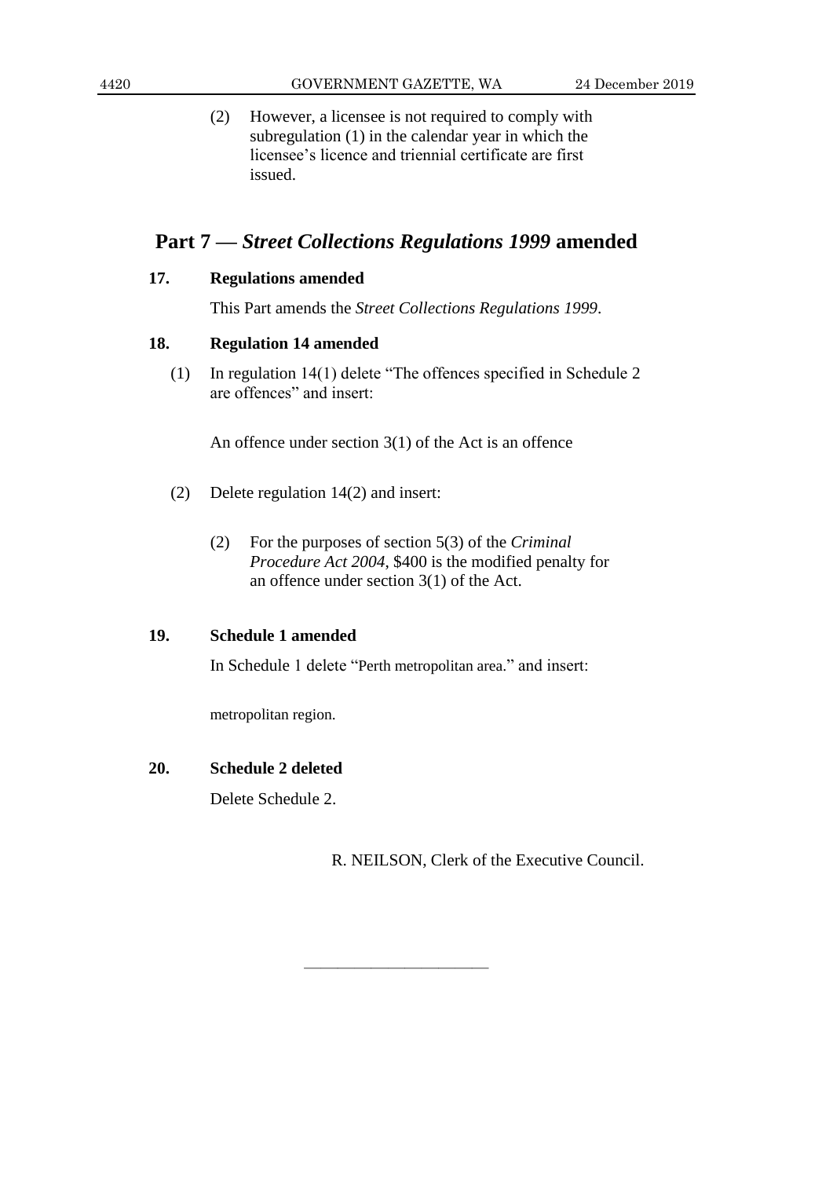(2) However, a licensee is not required to comply with subregulation (1) in the calendar year in which the licensee's licence and triennial certificate are first issued.

## Part 7 — *Street Collections Regulations 1999* amended

### 17. Regulations amended

This Part amends the *Street Collections Regulations 1999*.

### 18. Regulation 14 amended

(1) In regulation 14(1) delete "The offences specified in Schedule 2 are offences" and insert:

An offence under section 3(1) of the Act is an offence

(2) Delete regulation 14(2) and insert:

(2) For the purposes of section 5(3) of the *Criminal Procedure Act 2004*, \$400 is the modified penalty for an offence under section 3(1) of the Act.

### 19. Schedule 1 amended

In Schedule 1 delete "Perth metropolitan area." and insert:

metropolitan region.

### 20. Schedule 2 deleted

Delete Schedule 2.

R. NEILSON, Clerk of the Executive Council.

---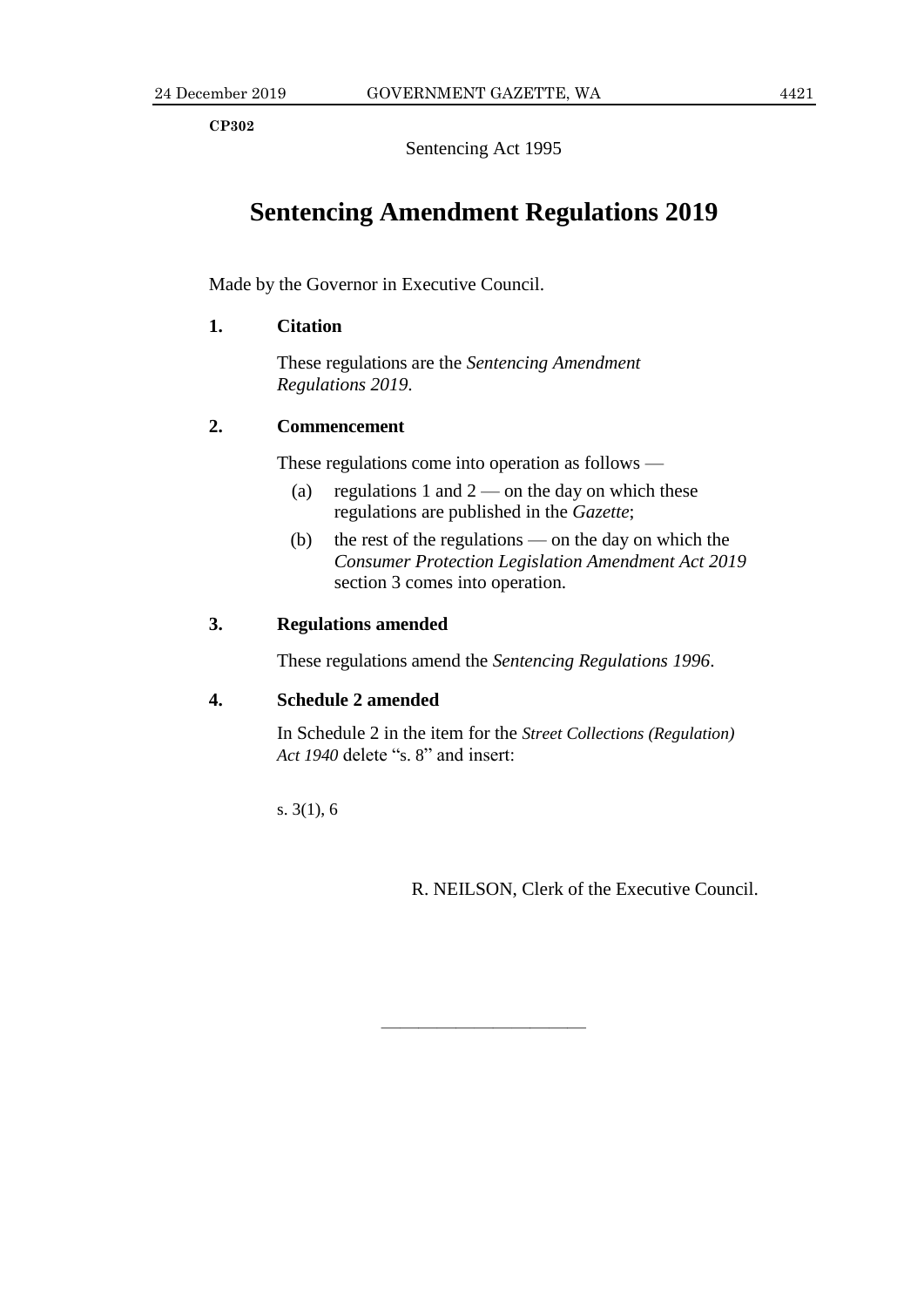**CP302**

Sentencing Act 1995

# Sentencing Amendment Regulations 2019

Made by the Governor in Executive Council.

### 1. Citation

These regulations are the *Sentencing Amendment Regulations 2019*.

### 2. Commencement

These regulations come into operation as follows —

(a) regulations 1 and 2 — on the day on which these regulations are published in the *Gazette*;

(b) the rest of the regulations — on the day on which the *Consumer Protection Legislation Amendment Act 2019* section 3 comes into operation.

### 3. Regulations amended

These regulations amend the *Sentencing Regulations 1996*.

### 4. Schedule 2 amended

In Schedule 2 in the item for the *Street Collections (Regulation) Act 1940* delete "s. 8" and insert:

s. 3(1), 6

R. NEILSON, Clerk of the Executive Council.

———————————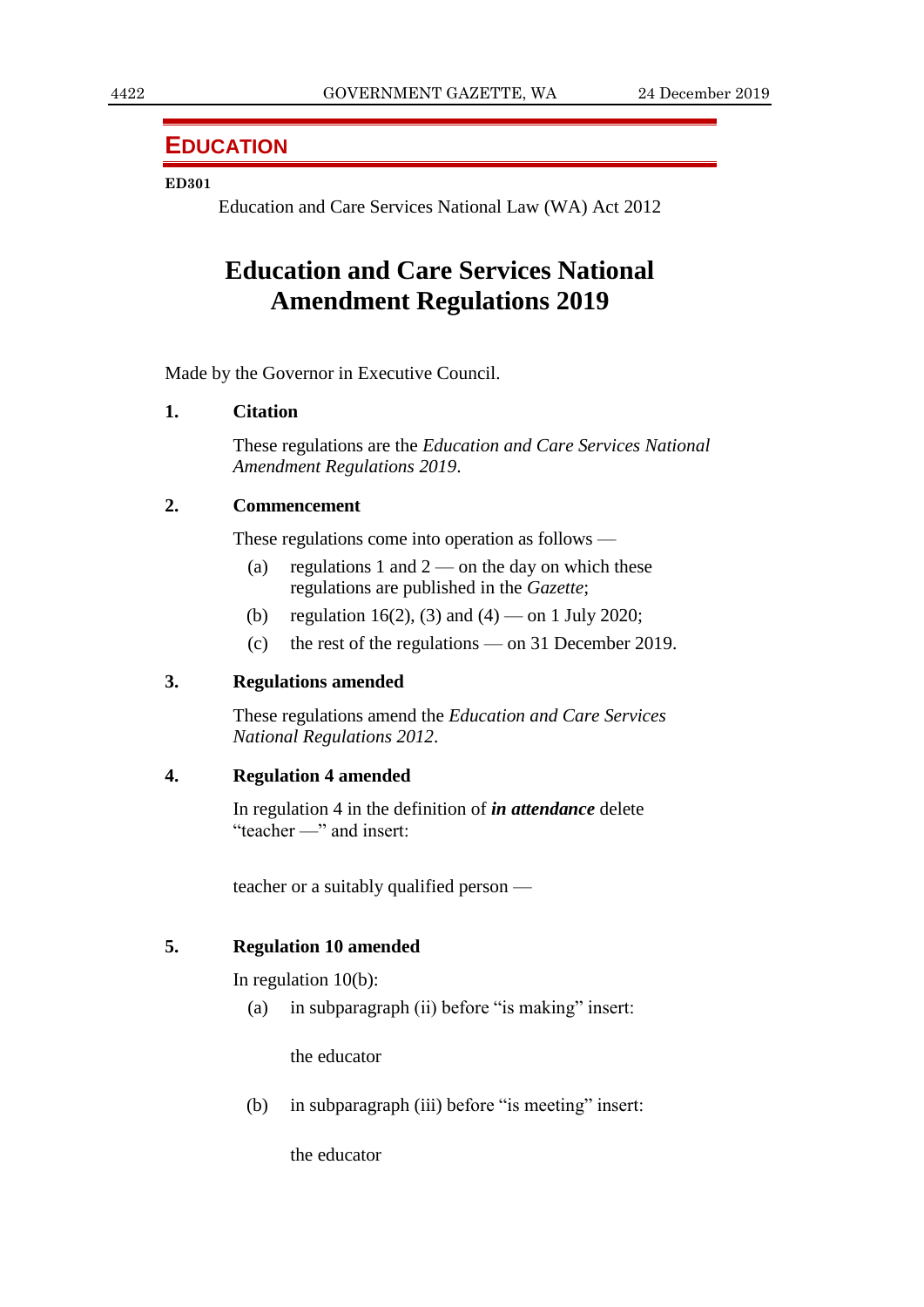# EDUCATION

**ED301**

Education and Care Services National Law (WA) Act 2012

## Education and Care Services National Amendment Regulations 2019

Made by the Governor in Executive Council.

**1. Citation**

These regulations are the *Education and Care Services National Amendment Regulations 2019*.

**2. Commencement**

These regulations come into operation as follows —

(a) regulations 1 and 2 — on the day on which these regulations are published in the *Gazette*;

(b) regulation 16(2), (3) and (4) — on 1 July 2020;

(c) the rest of the regulations — on 31 December 2019.

**3. Regulations amended**

These regulations amend the *Education and Care Services National Regulations 2012*.

**4. Regulation 4 amended**

In regulation 4 in the definition of ***in attendance*** delete "teacher —" and insert:

teacher or a suitably qualified person —

**5. Regulation 10 amended**

In regulation 10(b):

(a) in subparagraph (ii) before "is making" insert:

the educator

(b) in subparagraph (iii) before "is meeting" insert:

the educator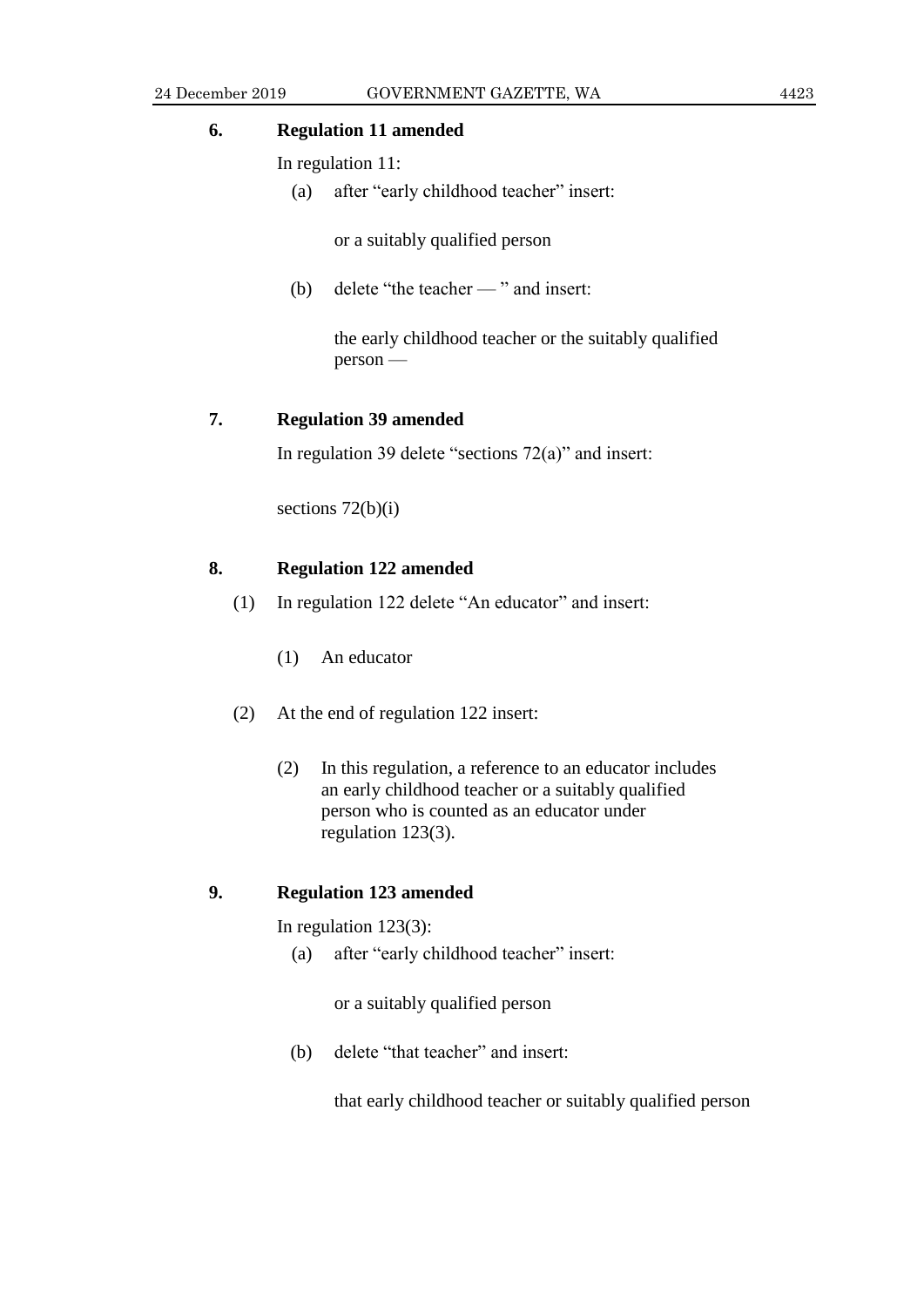### 6. Regulation 11 amended

In regulation 11:

(a) after "early childhood teacher" insert:

> or a suitably qualified person

(b) delete "the teacher — " and insert:

> the early childhood teacher or the suitably qualified person —

### 7. Regulation 39 amended

In regulation 39 delete "sections 72(a)" and insert:

> sections 72(b)(i)

### 8. Regulation 122 amended

(1) In regulation 122 delete "An educator" and insert:

> (1) An educator

(2) At the end of regulation 122 insert:

> (2) In this regulation, a reference to an educator includes an early childhood teacher or a suitably qualified person who is counted as an educator under regulation 123(3).

### 9. Regulation 123 amended

In regulation 123(3):

(a) after "early childhood teacher" insert:

> or a suitably qualified person

(b) delete "that teacher" and insert:

> that early childhood teacher or suitably qualified person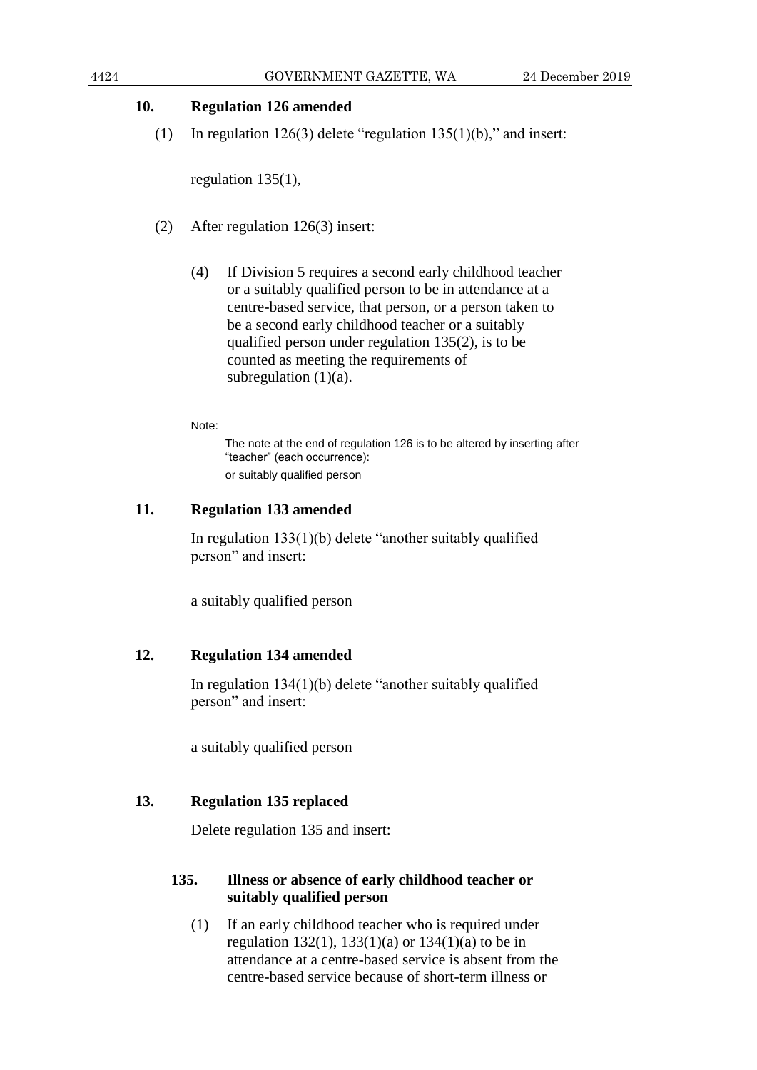## 10. Regulation 126 amended

(1) In regulation 126(3) delete "regulation 135(1)(b)," and insert:

regulation 135(1),

(2) After regulation 126(3) insert:

(4) If Division 5 requires a second early childhood teacher or a suitably qualified person to be in attendance at a centre-based service, that person, or a person taken to be a second early childhood teacher or a suitably qualified person under regulation 135(2), is to be counted as meeting the requirements of subregulation (1)(a).

Note:

The note at the end of regulation 126 is to be altered by inserting after "teacher" (each occurrence):

or suitably qualified person

## 11. Regulation 133 amended

In regulation 133(1)(b) delete "another suitably qualified person" and insert:

a suitably qualified person

## 12. Regulation 134 amended

In regulation 134(1)(b) delete "another suitably qualified person" and insert:

a suitably qualified person

## 13. Regulation 135 replaced

Delete regulation 135 and insert:

### 135. Illness or absence of early childhood teacher or suitably qualified person

(1) If an early childhood teacher who is required under regulation 132(1), 133(1)(a) or 134(1)(a) to be in attendance at a centre-based service is absent from the centre-based service because of short-term illness or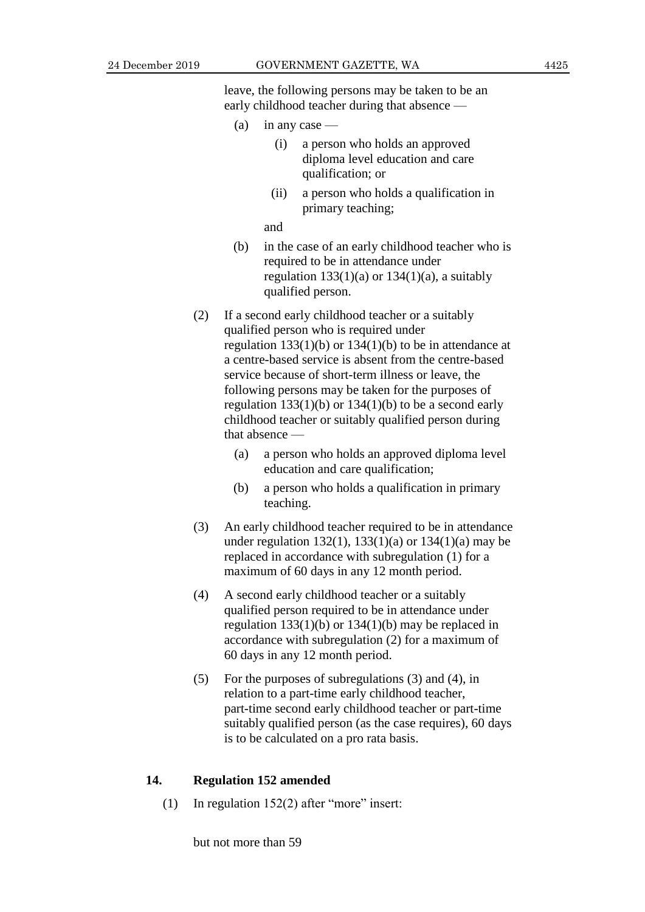leave, the following persons may be taken to be an early childhood teacher during that absence —

(a) in any case —

(i) a person who holds an approved diploma level education and care qualification; or

(ii) a person who holds a qualification in primary teaching;

and

(b) in the case of an early childhood teacher who is required to be in attendance under regulation 133(1)(a) or 134(1)(a), a suitably qualified person.

(2) If a second early childhood teacher or a suitably qualified person who is required under regulation 133(1)(b) or 134(1)(b) to be in attendance at a centre-based service is absent from the centre-based service because of short-term illness or leave, the following persons may be taken for the purposes of regulation 133(1)(b) or 134(1)(b) to be a second early childhood teacher or suitably qualified person during that absence —

(a) a person who holds an approved diploma level education and care qualification;

(b) a person who holds a qualification in primary teaching.

(3) An early childhood teacher required to be in attendance under regulation 132(1), 133(1)(a) or 134(1)(a) may be replaced in accordance with subregulation (1) for a maximum of 60 days in any 12 month period.

(4) A second early childhood teacher or a suitably qualified person required to be in attendance under regulation 133(1)(b) or 134(1)(b) may be replaced in accordance with subregulation (2) for a maximum of 60 days in any 12 month period.

(5) For the purposes of subregulations (3) and (4), in relation to a part-time early childhood teacher, part-time second early childhood teacher or part-time suitably qualified person (as the case requires), 60 days is to be calculated on a pro rata basis.

**14. Regulation 152 amended**

(1) In regulation 152(2) after "more" insert:

but not more than 59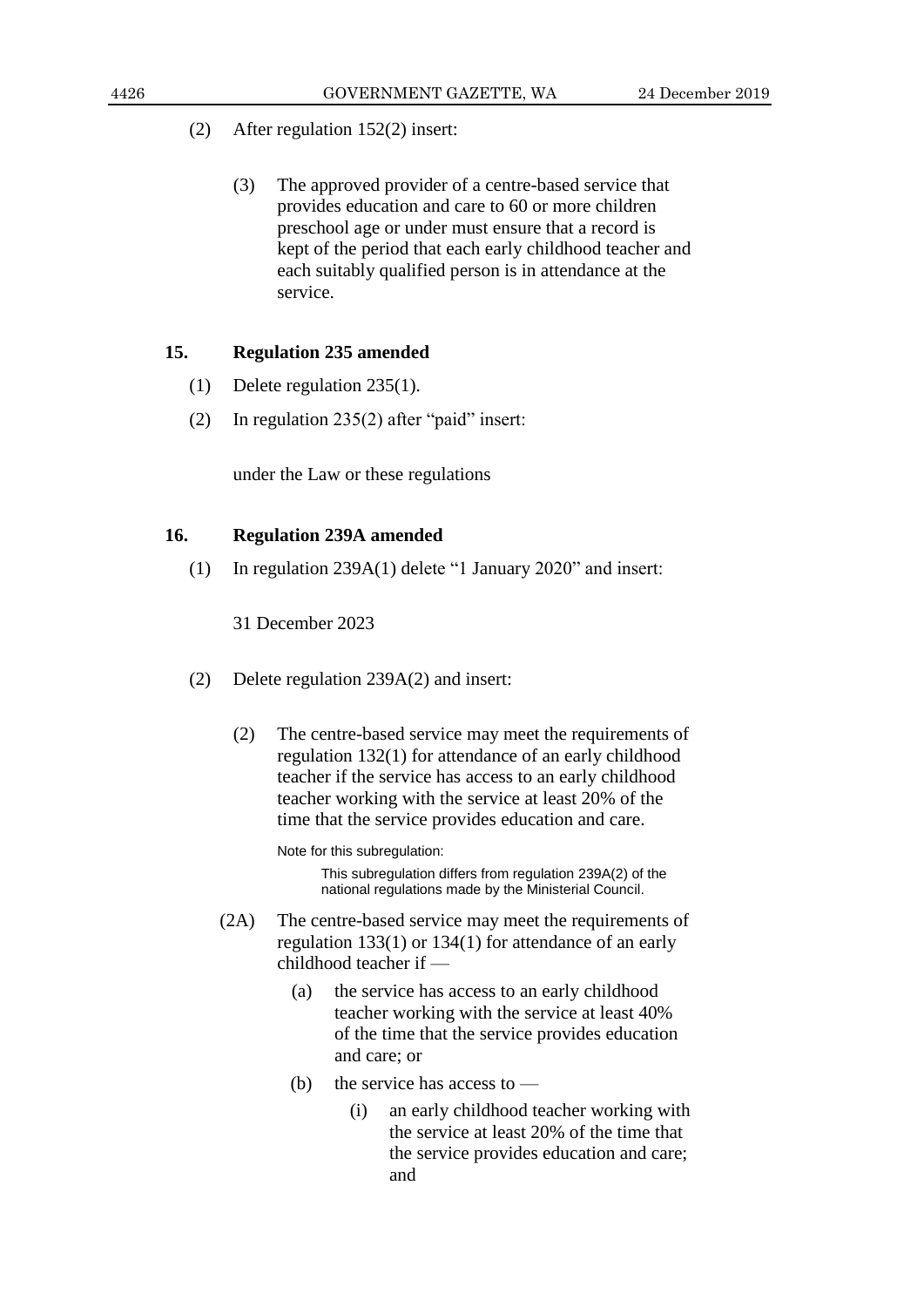(2) After regulation 152(2) insert:

> (3) The approved provider of a centre-based service that provides education and care to 60 or more children preschool age or under must ensure that a record is kept of the period that each early childhood teacher and each suitably qualified person is in attendance at the service.

**15. Regulation 235 amended**

(1) Delete regulation 235(1).

(2) In regulation 235(2) after "paid" insert:

> under the Law or these regulations

**16. Regulation 239A amended**

(1) In regulation 239A(1) delete "1 January 2020" and insert:

> 31 December 2023

(2) Delete regulation 239A(2) and insert:

> (2) The centre-based service may meet the requirements of regulation 132(1) for attendance of an early childhood teacher if the service has access to an early childhood teacher working with the service at least 20% of the time that the service provides education and care.
>
> Note for this subregulation:
>
> This subregulation differs from regulation 239A(2) of the national regulations made by the Ministerial Council.
>
> (2A) The centre-based service may meet the requirements of regulation 133(1) or 134(1) for attendance of an early childhood teacher if —
>
> (a) the service has access to an early childhood teacher working with the service at least 40% of the time that the service provides education and care; or
>
> (b) the service has access to —
>
> (i) an early childhood teacher working with the service at least 20% of the time that the service provides education and care; and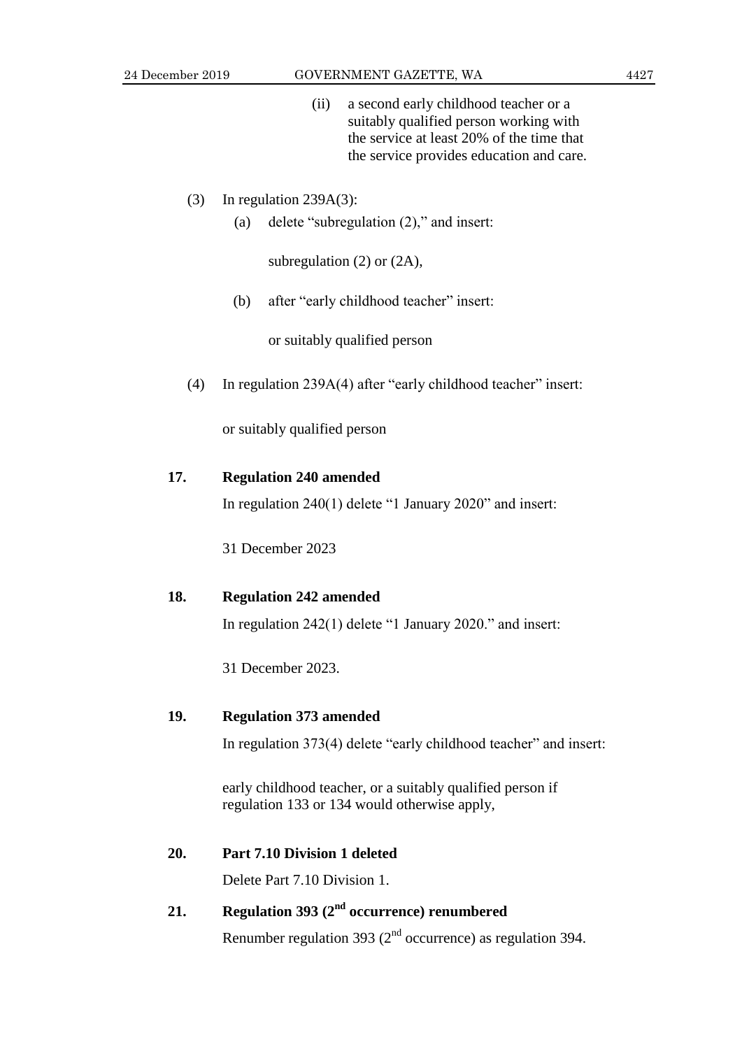(ii) a second early childhood teacher or a suitably qualified person working with the service at least 20% of the time that the service provides education and care.

(3) In regulation 239A(3):

(a) delete "subregulation (2)," and insert:

subregulation (2) or (2A),

(b) after "early childhood teacher" insert:

or suitably qualified person

(4) In regulation 239A(4) after "early childhood teacher" insert:

or suitably qualified person

**17. Regulation 240 amended**

In regulation 240(1) delete "1 January 2020" and insert:

31 December 2023

**18. Regulation 242 amended**

In regulation 242(1) delete "1 January 2020." and insert:

31 December 2023.

**19. Regulation 373 amended**

In regulation 373(4) delete "early childhood teacher" and insert:

early childhood teacher, or a suitably qualified person if regulation 133 or 134 would otherwise apply,

**20. Part 7.10 Division 1 deleted**

Delete Part 7.10 Division 1.

**21. Regulation 393 (2nd occurrence) renumbered**

Renumber regulation 393 (2nd occurrence) as regulation 394.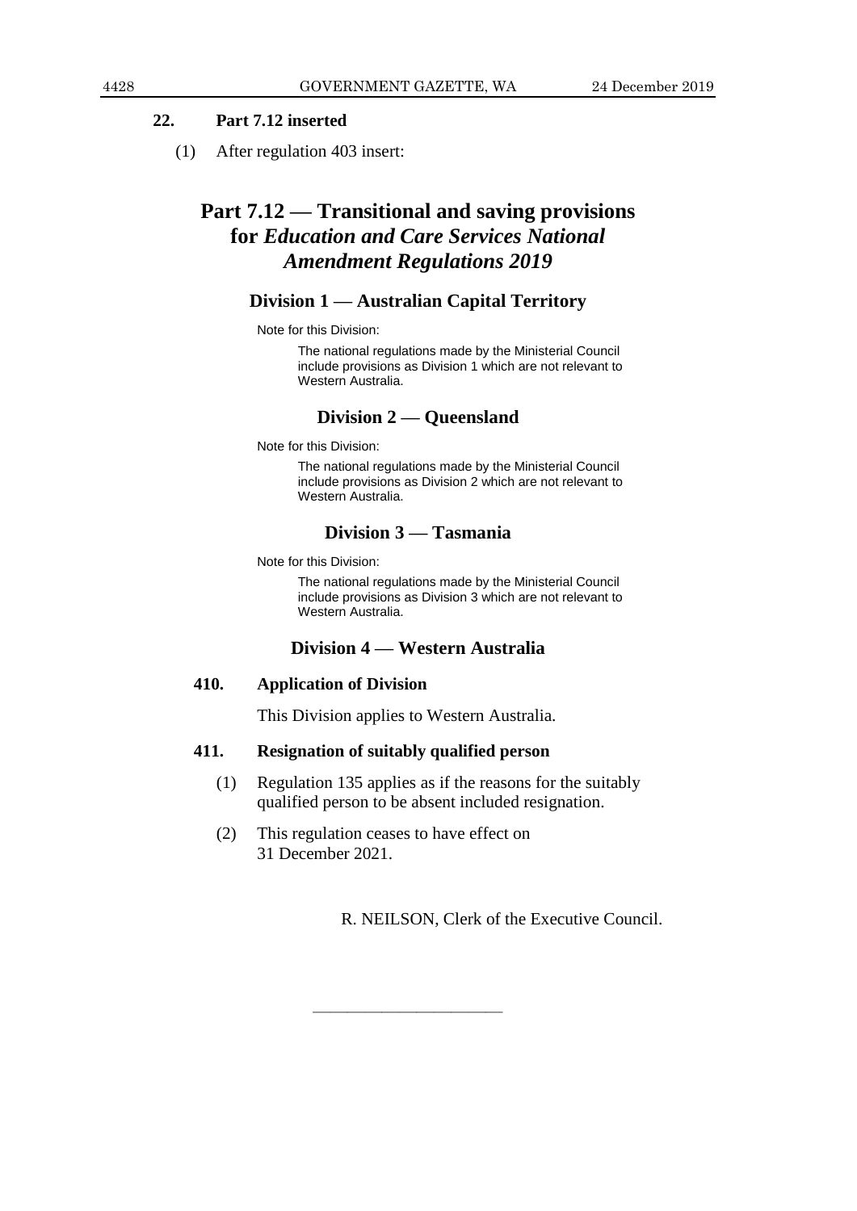**22. Part 7.12 inserted**

(1) After regulation 403 insert:

## Part 7.12 — Transitional and saving provisions for *Education and Care Services National Amendment Regulations 2019*

### Division 1 — Australian Capital Territory

Note for this Division:

The national regulations made by the Ministerial Council include provisions as Division 1 which are not relevant to Western Australia.

### Division 2 — Queensland

Note for this Division:

The national regulations made by the Ministerial Council include provisions as Division 2 which are not relevant to Western Australia.

### Division 3 — Tasmania

Note for this Division:

The national regulations made by the Ministerial Council include provisions as Division 3 which are not relevant to Western Australia.

### Division 4 — Western Australia

**410. Application of Division**

This Division applies to Western Australia.

**411. Resignation of suitably qualified person**

(1) Regulation 135 applies as if the reasons for the suitably qualified person to be absent included resignation.

(2) This regulation ceases to have effect on 31 December 2021.

R. NEILSON, Clerk of the Executive Council.

———————————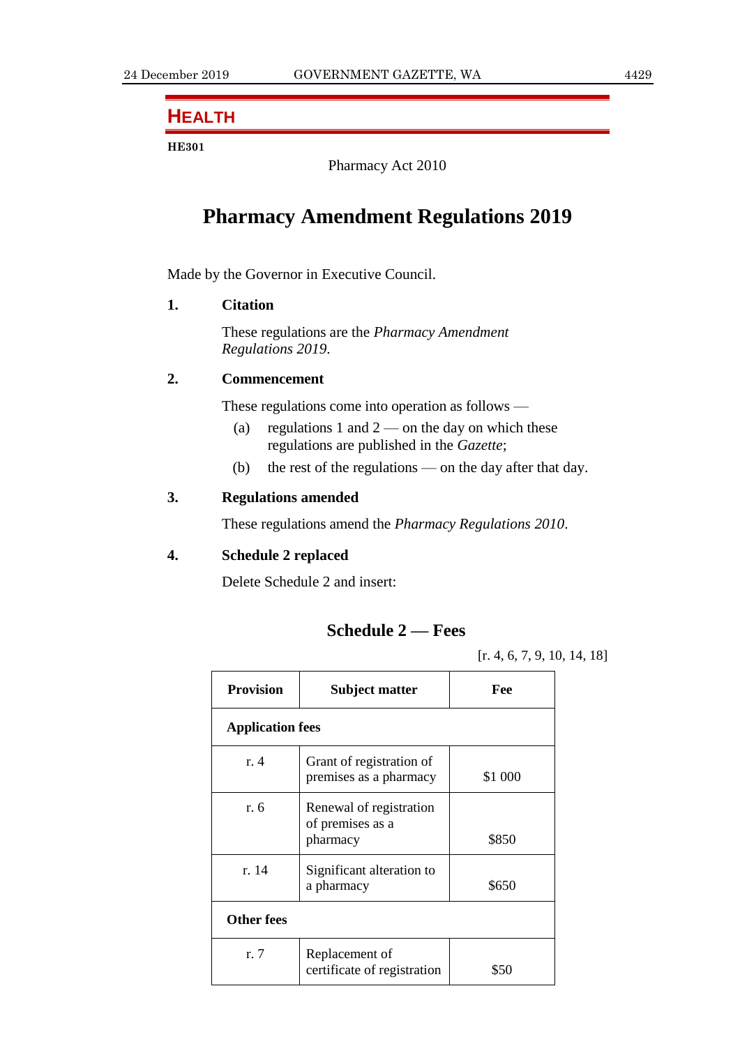## HEALTH

**HE301**

Pharmacy Act 2010

# Pharmacy Amendment Regulations 2019

Made by the Governor in Executive Council.

**1. Citation**

These regulations are the *Pharmacy Amendment Regulations 2019*.

**2. Commencement**

These regulations come into operation as follows —

(a) regulations 1 and 2 — on the day on which these regulations are published in the *Gazette*;

(b) the rest of the regulations — on the day after that day.

**3. Regulations amended**

These regulations amend the *Pharmacy Regulations 2010*.

**4. Schedule 2 replaced**

Delete Schedule 2 and insert:

### Schedule 2 — Fees

[r. 4, 6, 7, 9, 10, 14, 18]

| Provision | Subject matter | Fee |
|---|---|---|
| **Application fees** | | |
| r. 4 | Grant of registration of premises as a pharmacy | $1 000 |
| r. 6 | Renewal of registration of premises as a pharmacy | $850 |
| r. 14 | Significant alteration to a pharmacy | $650 |
| **Other fees** | | |
| r. 7 | Replacement of certificate of registration | $50 |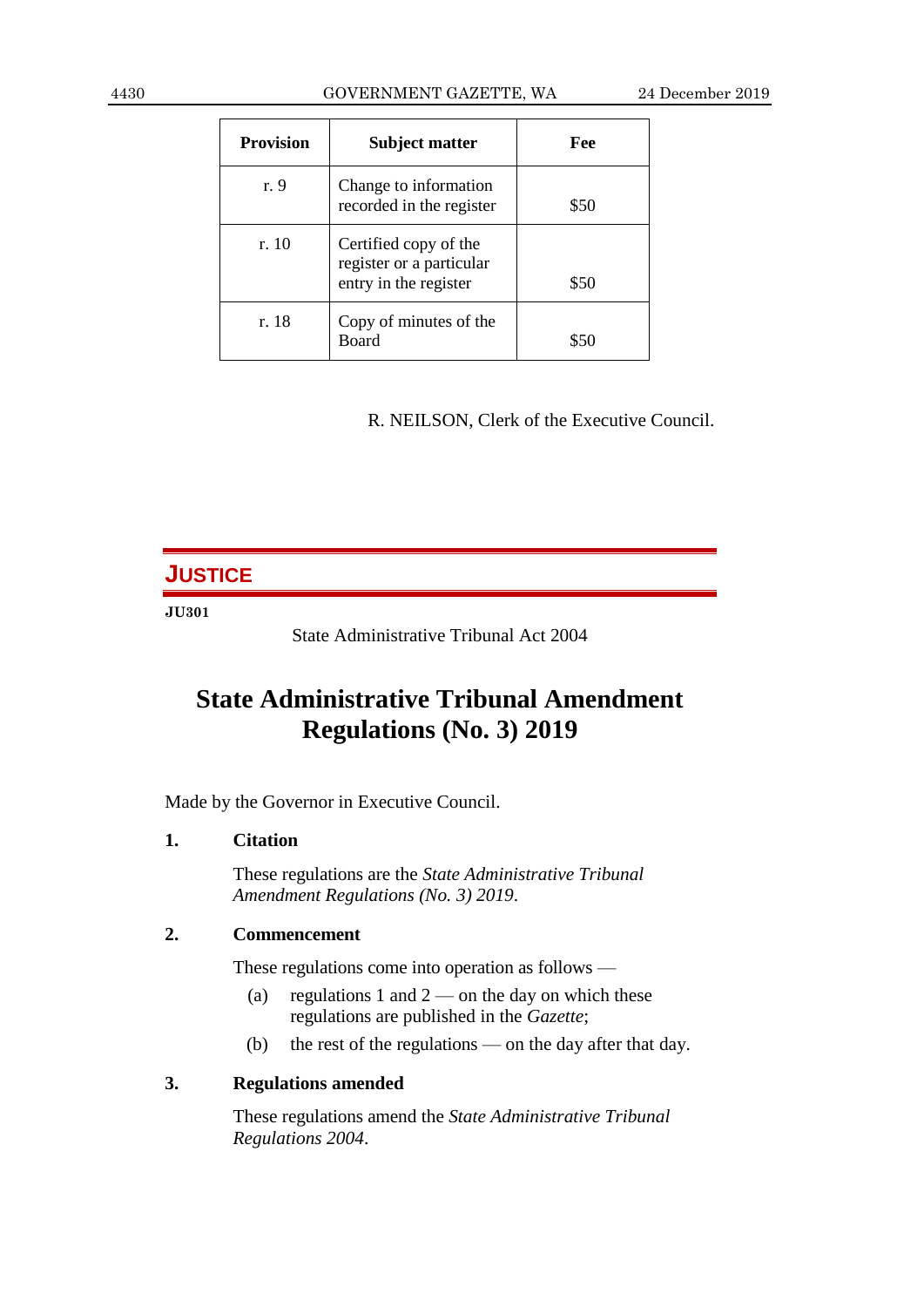| Provision | Subject matter | Fee |
|---|---|---|
| r. 9 | Change to information recorded in the register | $50 |
| r. 10 | Certified copy of the register or a particular entry in the register | $50 |
| r. 18 | Copy of minutes of the Board | $50 |

R. NEILSON, Clerk of the Executive Council.

## JUSTICE

**JU301**

State Administrative Tribunal Act 2004

# State Administrative Tribunal Amendment Regulations (No. 3) 2019

Made by the Governor in Executive Council.

**1. Citation**

These regulations are the *State Administrative Tribunal Amendment Regulations (No. 3) 2019*.

**2. Commencement**

These regulations come into operation as follows —

(a) regulations 1 and 2 — on the day on which these regulations are published in the *Gazette*;

(b) the rest of the regulations — on the day after that day.

**3. Regulations amended**

These regulations amend the *State Administrative Tribunal Regulations 2004*.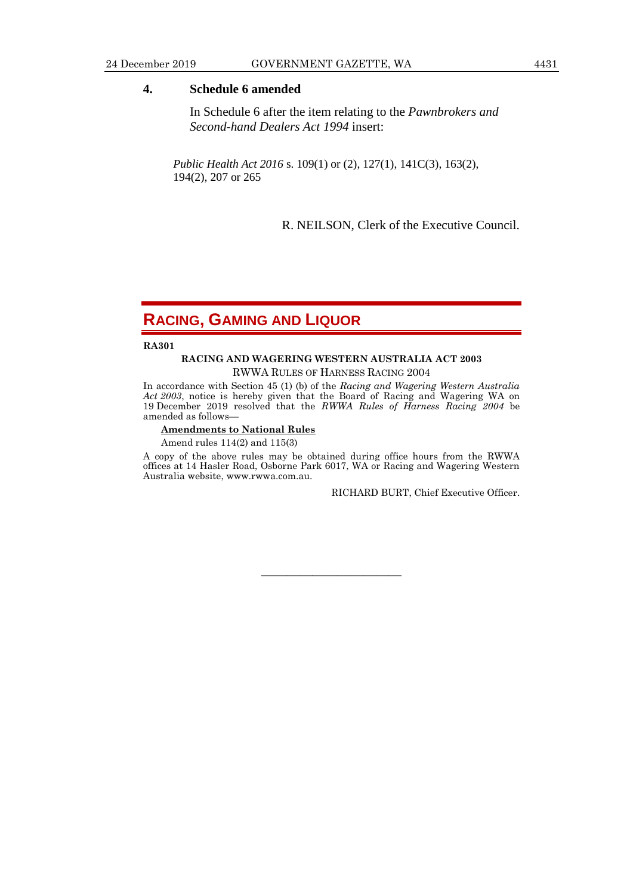### 4. Schedule 6 amended

In Schedule 6 after the item relating to the *Pawnbrokers and Second-hand Dealers Act 1994* insert:

*Public Health Act 2016* s. 109(1) or (2), 127(1), 141C(3), 163(2), 194(2), 207 or 265

R. NEILSON, Clerk of the Executive Council.

---

## RACING, GAMING AND LIQUOR

**RA301**

**RACING AND WAGERING WESTERN AUSTRALIA ACT 2003**

RWWA RULES OF HARNESS RACING 2004

In accordance with Section 45 (1) (b) of the *Racing and Wagering Western Australia Act 2003*, notice is hereby given that the Board of Racing and Wagering WA on 19 December 2019 resolved that the *RWWA Rules of Harness Racing 2004* be amended as follows—

**Amendments to National Rules**

Amend rules 114(2) and 115(3)

A copy of the above rules may be obtained during office hours from the RWWA offices at 14 Hasler Road, Osborne Park 6017, WA or Racing and Wagering Western Australia website, www.rwwa.com.au.

RICHARD BURT, Chief Executive Officer.

---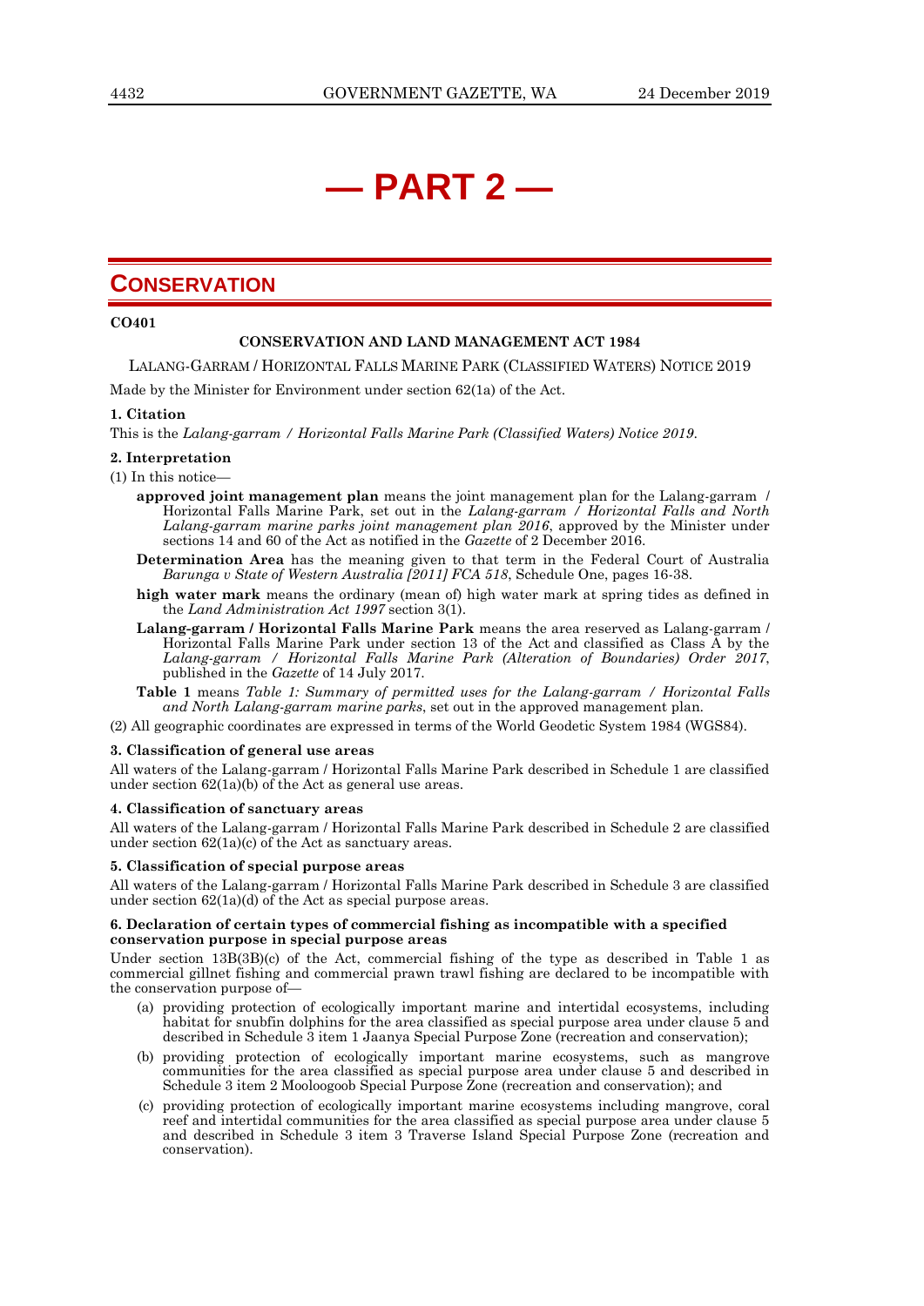# — PART 2 —

## CONSERVATION

**CO401**

**CONSERVATION AND LAND MANAGEMENT ACT 1984**

LALANG-GARRAM / HORIZONTAL FALLS MARINE PARK (CLASSIFIED WATERS) NOTICE 2019

Made by the Minister for Environment under section 62(1a) of the Act.

**1. Citation**

This is the *Lalang-garram / Horizontal Falls Marine Park (Classified Waters) Notice 2019*.

**2. Interpretation**

(1) In this notice—

**approved joint management plan** means the joint management plan for the Lalang-garram / Horizontal Falls Marine Park, set out in the *Lalang-garram / Horizontal Falls and North Lalang-garram marine parks joint management plan 2016*, approved by the Minister under sections 14 and 60 of the Act as notified in the *Gazette* of 2 December 2016.

**Determination Area** has the meaning given to that term in the Federal Court of Australia *Barunga v State of Western Australia [2011] FCA 518*, Schedule One, pages 16-38.

**high water mark** means the ordinary (mean of) high water mark at spring tides as defined in the *Land Administration Act 1997* section 3(1).

**Lalang-garram / Horizontal Falls Marine Park** means the area reserved as Lalang-garram / Horizontal Falls Marine Park under section 13 of the Act and classified as Class A by the *Lalang-garram / Horizontal Falls Marine Park (Alteration of Boundaries) Order 2017*, published in the *Gazette* of 14 July 2017.

**Table 1** means *Table 1: Summary of permitted uses for the Lalang-garram / Horizontal Falls and North Lalang-garram marine parks*, set out in the approved management plan.

(2) All geographic coordinates are expressed in terms of the World Geodetic System 1984 (WGS84).

**3. Classification of general use areas**

All waters of the Lalang-garram / Horizontal Falls Marine Park described in Schedule 1 are classified under section 62(1a)(b) of the Act as general use areas.

**4. Classification of sanctuary areas**

All waters of the Lalang-garram / Horizontal Falls Marine Park described in Schedule 2 are classified under section 62(1a)(c) of the Act as sanctuary areas.

**5. Classification of special purpose areas**

All waters of the Lalang-garram / Horizontal Falls Marine Park described in Schedule 3 are classified under section 62(1a)(d) of the Act as special purpose areas.

**6. Declaration of certain types of commercial fishing as incompatible with a specified conservation purpose in special purpose areas**

Under section 13B(3B)(c) of the Act, commercial fishing of the type as described in Table 1 as commercial gillnet fishing and commercial prawn trawl fishing are declared to be incompatible with the conservation purpose of—

(a) providing protection of ecologically important marine and intertidal ecosystems, including habitat for snubfin dolphins for the area classified as special purpose area under clause 5 and described in Schedule 3 item 1 Jaanya Special Purpose Zone (recreation and conservation);

(b) providing protection of ecologically important marine ecosystems, such as mangrove communities for the area classified as special purpose area under clause 5 and described in Schedule 3 item 2 Mooloogoob Special Purpose Zone (recreation and conservation); and

(c) providing protection of ecologically important marine ecosystems including mangrove, coral reef and intertidal communities for the area classified as special purpose area under clause 5 and described in Schedule 3 item 3 Traverse Island Special Purpose Zone (recreation and conservation).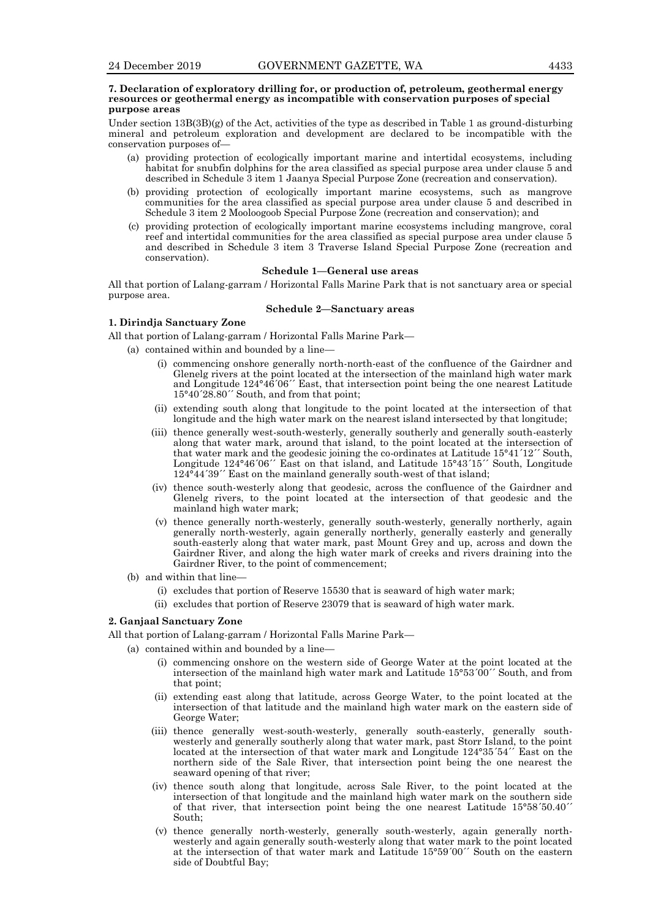**7. Declaration of exploratory drilling for, or production of, petroleum, geothermal energy resources or geothermal energy as incompatible with conservation purposes of special purpose areas**

Under section 13B(3B)(g) of the Act, activities of the type as described in Table 1 as ground-disturbing mineral and petroleum exploration and development are declared to be incompatible with the conservation purposes of—

(a) providing protection of ecologically important marine and intertidal ecosystems, including habitat for snubfin dolphins for the area classified as special purpose area under clause 5 and described in Schedule 3 item 1 Jaanya Special Purpose Zone (recreation and conservation).

(b) providing protection of ecologically important marine ecosystems, such as mangrove communities for the area classified as special purpose area under clause 5 and described in Schedule 3 item 2 Mooloogoob Special Purpose Zone (recreation and conservation); and

(c) providing protection of ecologically important marine ecosystems including mangrove, coral reef and intertidal communities for the area classified as special purpose area under clause 5 and described in Schedule 3 item 3 Traverse Island Special Purpose Zone (recreation and conservation).

## Schedule 1—General use areas

All that portion of Lalang-garram / Horizontal Falls Marine Park that is not sanctuary area or special purpose area.

## Schedule 2—Sanctuary areas

**1. Dirindja Sanctuary Zone**

All that portion of Lalang-garram / Horizontal Falls Marine Park—

(a) contained within and bounded by a line—

  (i) commencing onshore generally north-north-east of the confluence of the Gairdner and Glenelg rivers at the point located at the intersection of the mainland high water mark and Longitude 124°46´06´´ East, that intersection point being the one nearest Latitude 15°40´28.80´´ South, and from that point;

  (ii) extending south along that longitude to the point located at the intersection of that longitude and the high water mark on the nearest island intersected by that longitude;

  (iii) thence generally west-south-westerly, generally southerly and generally south-easterly along that water mark, around that island, to the point located at the intersection of that water mark and the geodesic joining the co-ordinates at Latitude 15°41´12´´ South, Longitude 124°46´06´´ East on that island, and Latitude 15°43´15´´ South, Longitude 124°44´39´´ East on the mainland generally south-west of that island;

  (iv) thence south-westerly along that geodesic, across the confluence of the Gairdner and Glenelg rivers, to the point located at the intersection of that geodesic and the mainland high water mark;

  (v) thence generally north-westerly, generally south-westerly, generally northerly, again generally north-westerly, again generally northerly, generally easterly and generally south-easterly along that water mark, past Mount Grey and up, across and down the Gairdner River, and along the high water mark of creeks and rivers draining into the Gairdner River, to the point of commencement;

(b) and within that line—

  (i) excludes that portion of Reserve 15530 that is seaward of high water mark;

  (ii) excludes that portion of Reserve 23079 that is seaward of high water mark.

**2. Ganjaal Sanctuary Zone**

All that portion of Lalang-garram / Horizontal Falls Marine Park—

(a) contained within and bounded by a line—

  (i) commencing onshore on the western side of George Water at the point located at the intersection of the mainland high water mark and Latitude 15°53´00´´ South, and from that point;

  (ii) extending east along that latitude, across George Water, to the point located at the intersection of that latitude and the mainland high water mark on the eastern side of George Water;

  (iii) thence generally west-south-westerly, generally south-easterly, generally south-westerly and generally southerly along that water mark, past Storr Island, to the point located at the intersection of that water mark and Longitude 124°35´54´´ East on the northern side of the Sale River, that intersection point being the one nearest the seaward opening of that river;

  (iv) thence south along that longitude, across Sale River, to the point located at the intersection of that longitude and the mainland high water mark on the southern side of that river, that intersection point being the one nearest Latitude 15°58´50.40´´ South;

  (v) thence generally north-westerly, generally south-westerly, again generally north-westerly and again generally south-westerly along that water mark to the point located at the intersection of that water mark and Latitude 15°59´00´´ South on the eastern side of Doubtful Bay;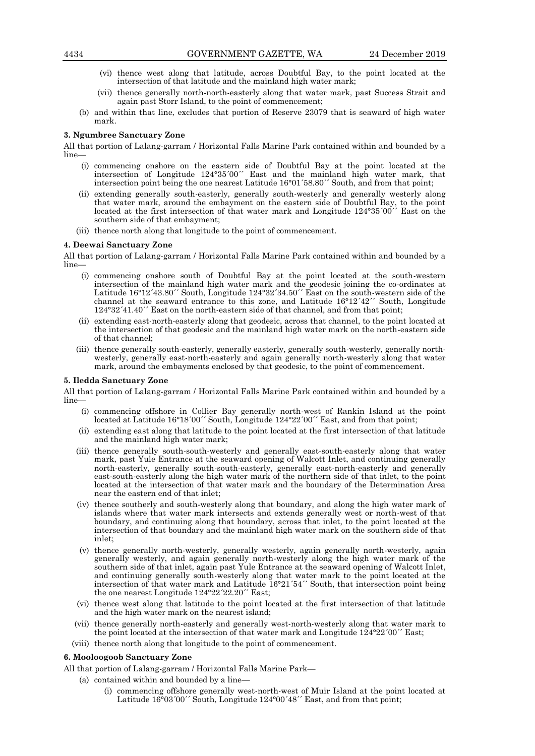(vi) thence west along that latitude, across Doubtful Bay, to the point located at the intersection of that latitude and the mainland high water mark;

(vii) thence generally north-north-easterly along that water mark, past Success Strait and again past Storr Island, to the point of commencement;

(b) and within that line, excludes that portion of Reserve 23079 that is seaward of high water mark.

**3. Ngumbree Sanctuary Zone**

All that portion of Lalang-garram / Horizontal Falls Marine Park contained within and bounded by a line—

(i) commencing onshore on the eastern side of Doubtful Bay at the point located at the intersection of Longitude 124°35´00´´ East and the mainland high water mark, that intersection point being the one nearest Latitude 16°01´58.80´´ South, and from that point;

(ii) extending generally south-easterly, generally south-westerly and generally westerly along that water mark, around the embayment on the eastern side of Doubtful Bay, to the point located at the first intersection of that water mark and Longitude 124°35´00´´ East on the southern side of that embayment;

(iii) thence north along that longitude to the point of commencement.

**4. Deewai Sanctuary Zone**

All that portion of Lalang-garram / Horizontal Falls Marine Park contained within and bounded by a line—

(i) commencing onshore south of Doubtful Bay at the point located at the south-western intersection of the mainland high water mark and the geodesic joining the co-ordinates at Latitude 16°12´43.80´´ South, Longitude 124°32´34.50´´ East on the south-western side of the channel at the seaward entrance to this zone, and Latitude 16°12´42´´ South, Longitude 124°32´41.40´´ East on the north-eastern side of that channel, and from that point;

(ii) extending east-north-easterly along that geodesic, across that channel, to the point located at the intersection of that geodesic and the mainland high water mark on the north-eastern side of that channel;

(iii) thence generally south-easterly, generally easterly, generally south-westerly, generally north-westerly, generally east-north-easterly and again generally north-westerly along that water mark, around the embayments enclosed by that geodesic, to the point of commencement.

**5. Iledda Sanctuary Zone**

All that portion of Lalang-garram / Horizontal Falls Marine Park contained within and bounded by a line—

(i) commencing offshore in Collier Bay generally north-west of Rankin Island at the point located at Latitude 16°18´00´´ South, Longitude 124°22´00´´ East, and from that point;

(ii) extending east along that latitude to the point located at the first intersection of that latitude and the mainland high water mark;

(iii) thence generally south-south-westerly and generally east-south-easterly along that water mark, past Yule Entrance at the seaward opening of Walcott Inlet, and continuing generally north-easterly, generally south-south-easterly, generally east-north-easterly and generally east-south-easterly along the high water mark of the northern side of that inlet, to the point located at the intersection of that water mark and the boundary of the Determination Area near the eastern end of that inlet;

(iv) thence southerly and south-westerly along that boundary, and along the high water mark of islands where that water mark intersects and extends generally west or north-west of that boundary, and continuing along that boundary, across that inlet, to the point located at the intersection of that boundary and the mainland high water mark on the southern side of that inlet;

(v) thence generally north-westerly, generally westerly, again generally north-westerly, again generally westerly, and again generally north-westerly along the high water mark of the southern side of that inlet, again past Yule Entrance at the seaward opening of Walcott Inlet, and continuing generally south-westerly along that water mark to the point located at the intersection of that water mark and Latitude 16°21´54´´ South, that intersection point being the one nearest Longitude 124°22´22.20´´ East;

(vi) thence west along that latitude to the point located at the first intersection of that latitude and the high water mark on the nearest island;

(vii) thence generally north-easterly and generally west-north-westerly along that water mark to the point located at the intersection of that water mark and Longitude 124°22´00´´ East;

(viii) thence north along that longitude to the point of commencement.

**6. Mooloogoob Sanctuary Zone**

All that portion of Lalang-garram / Horizontal Falls Marine Park—

(a) contained within and bounded by a line—

(i) commencing offshore generally west-north-west of Muir Island at the point located at Latitude 16°03´00´´ South, Longitude 124°00´48´´ East, and from that point;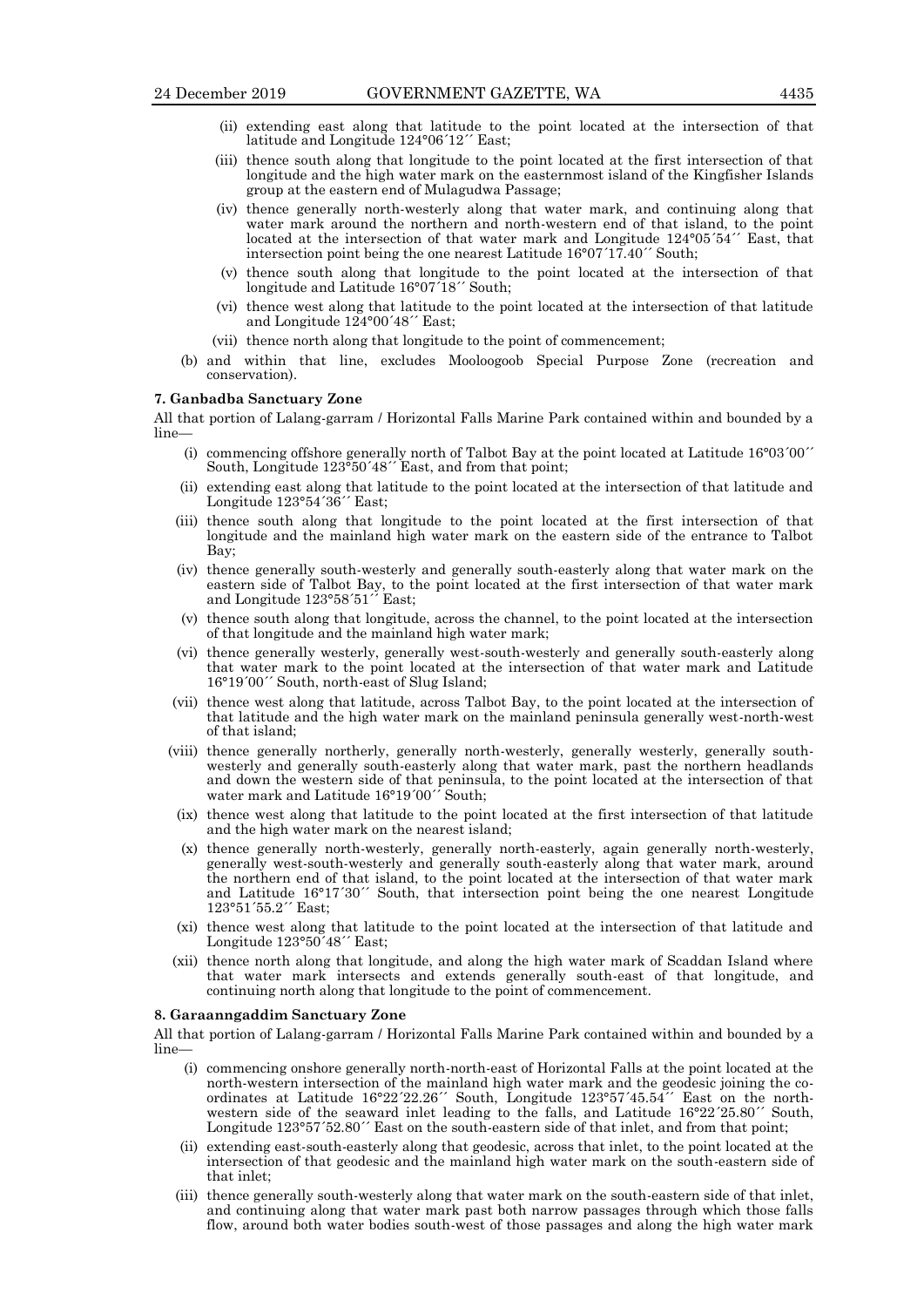(ii) extending east along that latitude to the point located at the intersection of that latitude and Longitude 124°06´12´´ East;

(iii) thence south along that longitude to the point located at the first intersection of that longitude and the high water mark on the easternmost island of the Kingfisher Islands group at the eastern end of Mulagudwa Passage;

(iv) thence generally north-westerly along that water mark, and continuing along that water mark around the northern and north-western end of that island, to the point located at the intersection of that water mark and Longitude 124°05´54´´ East, that intersection point being the one nearest Latitude 16°07´17.40´´ South;

(v) thence south along that longitude to the point located at the intersection of that longitude and Latitude 16°07´18´´ South;

(vi) thence west along that latitude to the point located at the intersection of that latitude and Longitude 124°00´48´´ East;

(vii) thence north along that longitude to the point of commencement;

(b) and within that line, excludes Mooloogoob Special Purpose Zone (recreation and conservation).

**7. Ganbadba Sanctuary Zone**

All that portion of Lalang-garram / Horizontal Falls Marine Park contained within and bounded by a line—

(i) commencing offshore generally north of Talbot Bay at the point located at Latitude 16°03´00´´ South, Longitude 123°50´48´´ East, and from that point;

(ii) extending east along that latitude to the point located at the intersection of that latitude and Longitude 123°54´36´´ East;

(iii) thence south along that longitude to the point located at the first intersection of that longitude and the mainland high water mark on the eastern side of the entrance to Talbot Bay;

(iv) thence generally south-westerly and generally south-easterly along that water mark on the eastern side of Talbot Bay, to the point located at the first intersection of that water mark and Longitude 123°58´51´´ East;

(v) thence south along that longitude, across the channel, to the point located at the intersection of that longitude and the mainland high water mark;

(vi) thence generally westerly, generally west-south-westerly and generally south-easterly along that water mark to the point located at the intersection of that water mark and Latitude 16°19´00´´ South, north-east of Slug Island;

(vii) thence west along that latitude, across Talbot Bay, to the point located at the intersection of that latitude and the high water mark on the mainland peninsula generally west-north-west of that island;

(viii) thence generally northerly, generally north-westerly, generally westerly, generally south-westerly and generally south-easterly along that water mark, past the northern headlands and down the western side of that peninsula, to the point located at the intersection of that water mark and Latitude 16°19´00´´ South;

(ix) thence west along that latitude to the point located at the first intersection of that latitude and the high water mark on the nearest island;

(x) thence generally north-westerly, generally north-easterly, again generally north-westerly, generally west-south-westerly and generally south-easterly along that water mark, around the northern end of that island, to the point located at the intersection of that water mark and Latitude 16°17´30´´ South, that intersection point being the one nearest Longitude 123°51´55.2´´ East;

(xi) thence west along that latitude to the point located at the intersection of that latitude and Longitude 123°50´48´´ East;

(xii) thence north along that longitude, and along the high water mark of Scaddan Island where that water mark intersects and extends generally south-east of that longitude, and continuing north along that longitude to the point of commencement.

**8. Garaanngaddim Sanctuary Zone**

All that portion of Lalang-garram / Horizontal Falls Marine Park contained within and bounded by a line—

(i) commencing onshore generally north-north-east of Horizontal Falls at the point located at the north-western intersection of the mainland high water mark and the geodesic joining the co-ordinates at Latitude 16°22´22.26´´ South, Longitude 123°57´45.54´´ East on the north-western side of the seaward inlet leading to the falls, and Latitude 16°22´25.80´´ South, Longitude 123°57´52.80´´ East on the south-eastern side of that inlet, and from that point;

(ii) extending east-south-easterly along that geodesic, across that inlet, to the point located at the intersection of that geodesic and the mainland high water mark on the south-eastern side of that inlet;

(iii) thence generally south-westerly along that water mark on the south-eastern side of that inlet, and continuing along that water mark past both narrow passages through which those falls flow, around both water bodies south-west of those passages and along the high water mark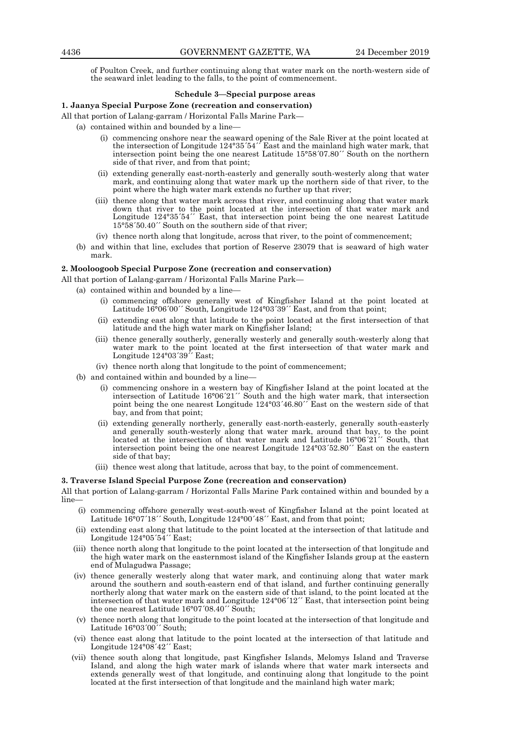of Poulton Creek, and further continuing along that water mark on the north-western side of the seaward inlet leading to the falls, to the point of commencement.

## Schedule 3—Special purpose areas

### 1. Jaanya Special Purpose Zone (recreation and conservation)

All that portion of Lalang-garram / Horizontal Falls Marine Park—

(a) contained within and bounded by a line—

(i) commencing onshore near the seaward opening of the Sale River at the point located at the intersection of Longitude 124°35´54´´ East and the mainland high water mark, that intersection point being the one nearest Latitude 15°58´07.80´´ South on the northern side of that river, and from that point;

(ii) extending generally east-north-easterly and generally south-westerly along that water mark, and continuing along that water mark up the northern side of that river, to the point where the high water mark extends no further up that river;

(iii) thence along that water mark across that river, and continuing along that water mark down that river to the point located at the intersection of that water mark and Longitude 124°35´54´´ East, that intersection point being the one nearest Latitude 15°58´50.40´´ South on the southern side of that river;

(iv) thence north along that longitude, across that river, to the point of commencement;

(b) and within that line, excludes that portion of Reserve 23079 that is seaward of high water mark.

### 2. Mooloogoob Special Purpose Zone (recreation and conservation)

All that portion of Lalang-garram / Horizontal Falls Marine Park—

(a) contained within and bounded by a line—

(i) commencing offshore generally west of Kingfisher Island at the point located at Latitude 16°06´00´´ South, Longitude 124°03´39´´ East, and from that point;

(ii) extending east along that latitude to the point located at the first intersection of that latitude and the high water mark on Kingfisher Island;

(iii) thence generally southerly, generally westerly and generally south-westerly along that water mark to the point located at the first intersection of that water mark and Longitude 124°03´39´´ East;

(iv) thence north along that longitude to the point of commencement;

(b) and contained within and bounded by a line—

(i) commencing onshore in a western bay of Kingfisher Island at the point located at the intersection of Latitude 16°06´21´´ South and the high water mark, that intersection point being the one nearest Longitude 124°03´46.80´´ East on the western side of that bay, and from that point;

(ii) extending generally northerly, generally east-north-easterly, generally south-easterly and generally south-westerly along that water mark, around that bay, to the point located at the intersection of that water mark and Latitude 16°06´21´´ South, that intersection point being the one nearest Longitude 124°03´52.80´´ East on the eastern side of that bay;

(iii) thence west along that latitude, across that bay, to the point of commencement.

### 3. Traverse Island Special Purpose Zone (recreation and conservation)

All that portion of Lalang-garram / Horizontal Falls Marine Park contained within and bounded by a line—

(i) commencing offshore generally west-south-west of Kingfisher Island at the point located at Latitude 16°07´18´´ South, Longitude 124°00´48´´ East, and from that point;

(ii) extending east along that latitude to the point located at the intersection of that latitude and Longitude 124°05´54´´ East;

(iii) thence north along that longitude to the point located at the intersection of that longitude and the high water mark on the easternmost island of the Kingfisher Islands group at the eastern end of Mulagudwa Passage;

(iv) thence generally westerly along that water mark, and continuing along that water mark around the southern and south-eastern end of that island, and further continuing generally northerly along that water mark on the eastern side of that island, to the point located at the intersection of that water mark and Longitude 124°06´12´´ East, that intersection point being the one nearest Latitude 16°07´08.40´´ South;

(v) thence north along that longitude to the point located at the intersection of that longitude and Latitude 16°03´00´´ South;

(vi) thence east along that latitude to the point located at the intersection of that latitude and Longitude 124°08´42´´ East;

(vii) thence south along that longitude, past Kingfisher Islands, Melomys Island and Traverse Island, and along the high water mark of islands where that water mark intersects and extends generally west of that longitude, and continuing along that longitude to the point located at the first intersection of that longitude and the mainland high water mark;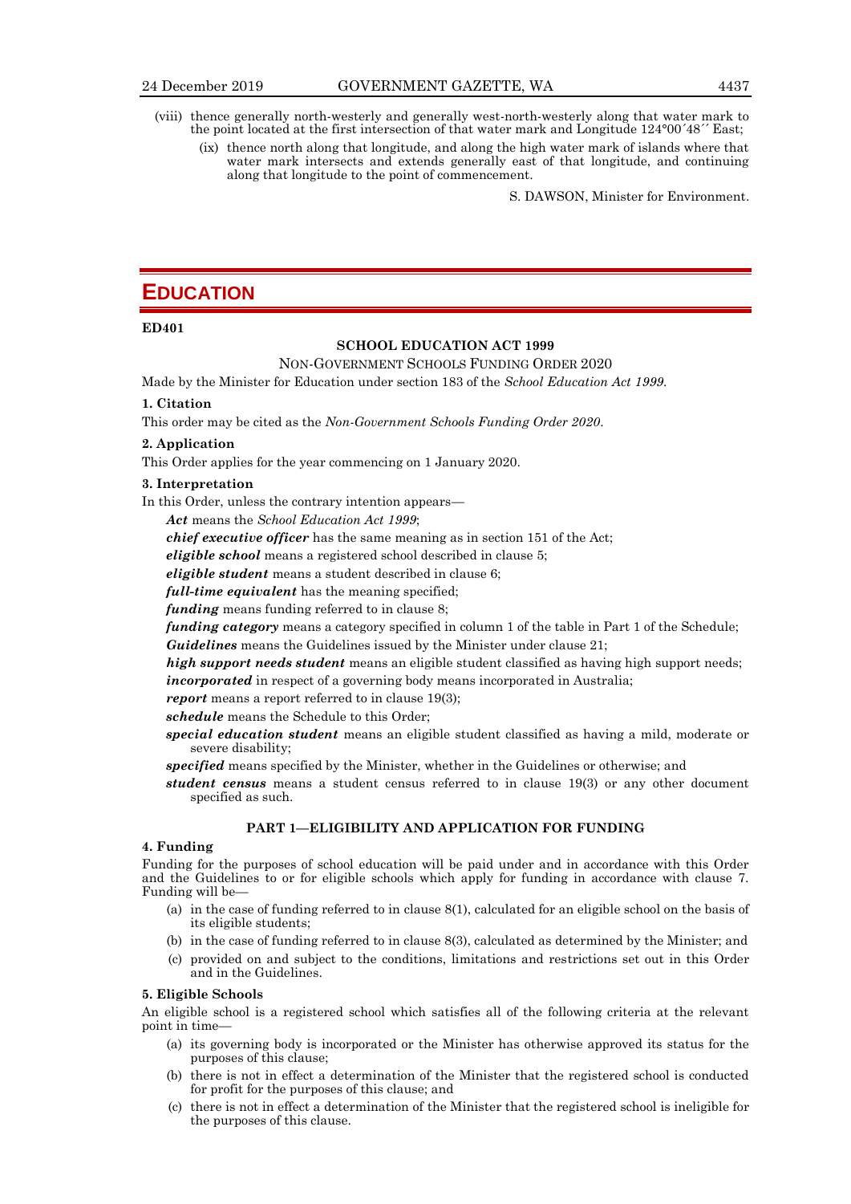(viii) thence generally north-westerly and generally west-north-westerly along that water mark to the point located at the first intersection of that water mark and Longitude 124°00´48´´ East;

(ix) thence north along that longitude, and along the high water mark of islands where that water mark intersects and extends generally east of that longitude, and continuing along that longitude to the point of commencement.

S. DAWSON, Minister for Environment.

# EDUCATION

**ED401**

**SCHOOL EDUCATION ACT 1999**

NON-GOVERNMENT SCHOOLS FUNDING ORDER 2020

Made by the Minister for Education under section 183 of the *School Education Act 1999*.

**1. Citation**

This order may be cited as the *Non-Government Schools Funding Order 2020*.

**2. Application**

This Order applies for the year commencing on 1 January 2020.

**3. Interpretation**

In this Order, unless the contrary intention appears—

***Act*** means the *School Education Act 1999*;

***chief executive officer*** has the same meaning as in section 151 of the Act;

***eligible school*** means a registered school described in clause 5;

***eligible student*** means a student described in clause 6;

***full-time equivalent*** has the meaning specified;

***funding*** means funding referred to in clause 8;

***funding category*** means a category specified in column 1 of the table in Part 1 of the Schedule;

***Guidelines*** means the Guidelines issued by the Minister under clause 21;

***high support needs student*** means an eligible student classified as having high support needs;

***incorporated*** in respect of a governing body means incorporated in Australia;

***report*** means a report referred to in clause 19(3);

***schedule*** means the Schedule to this Order;

***special education student*** means an eligible student classified as having a mild, moderate or severe disability;

***specified*** means specified by the Minister, whether in the Guidelines or otherwise; and

***student census*** means a student census referred to in clause 19(3) or any other document specified as such.

**PART 1—ELIGIBILITY AND APPLICATION FOR FUNDING**

**4. Funding**

Funding for the purposes of school education will be paid under and in accordance with this Order and the Guidelines to or for eligible schools which apply for funding in accordance with clause 7. Funding will be—

(a) in the case of funding referred to in clause 8(1), calculated for an eligible school on the basis of its eligible students;

(b) in the case of funding referred to in clause 8(3), calculated as determined by the Minister; and

(c) provided on and subject to the conditions, limitations and restrictions set out in this Order and in the Guidelines.

**5. Eligible Schools**

An eligible school is a registered school which satisfies all of the following criteria at the relevant point in time—

(a) its governing body is incorporated or the Minister has otherwise approved its status for the purposes of this clause;

(b) there is not in effect a determination of the Minister that the registered school is conducted for profit for the purposes of this clause; and

(c) there is not in effect a determination of the Minister that the registered school is ineligible for the purposes of this clause.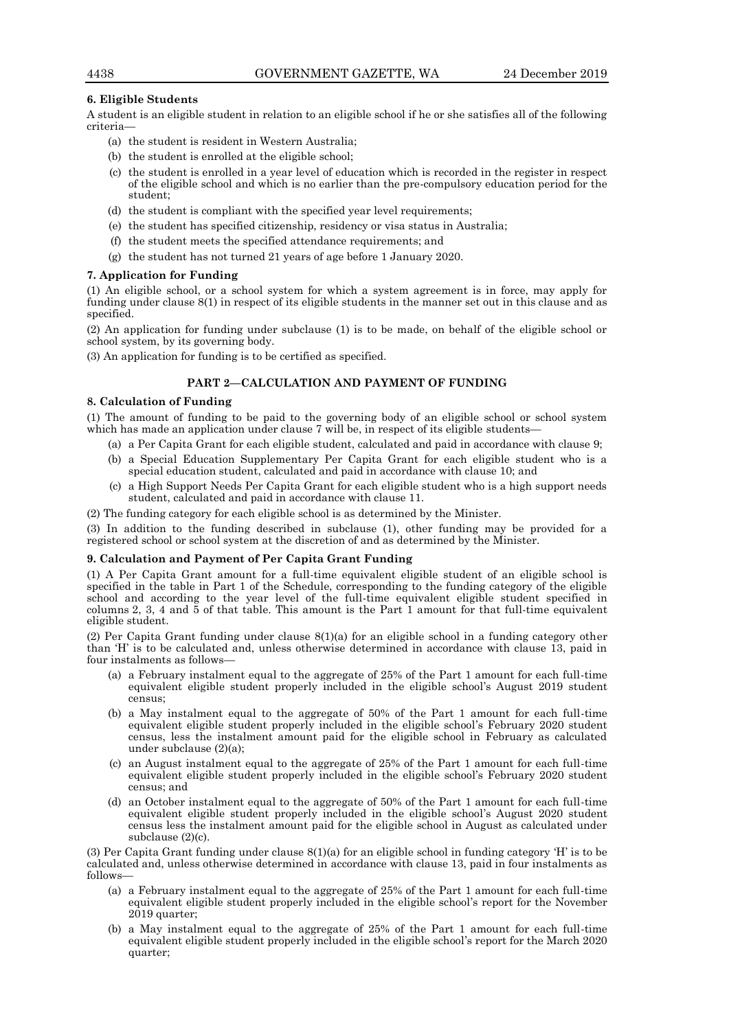**6. Eligible Students**

A student is an eligible student in relation to an eligible school if he or she satisfies all of the following criteria—

(a) the student is resident in Western Australia;

(b) the student is enrolled at the eligible school;

(c) the student is enrolled in a year level of education which is recorded in the register in respect of the eligible school and which is no earlier than the pre-compulsory education period for the student;

(d) the student is compliant with the specified year level requirements;

(e) the student has specified citizenship, residency or visa status in Australia;

(f) the student meets the specified attendance requirements; and

(g) the student has not turned 21 years of age before 1 January 2020.

**7. Application for Funding**

(1) An eligible school, or a school system for which a system agreement is in force, may apply for funding under clause 8(1) in respect of its eligible students in the manner set out in this clause and as specified.

(2) An application for funding under subclause (1) is to be made, on behalf of the eligible school or school system, by its governing body.

(3) An application for funding is to be certified as specified.

## PART 2—CALCULATION AND PAYMENT OF FUNDING

**8. Calculation of Funding**

(1) The amount of funding to be paid to the governing body of an eligible school or school system which has made an application under clause 7 will be, in respect of its eligible students—

(a) a Per Capita Grant for each eligible student, calculated and paid in accordance with clause 9;

(b) a Special Education Supplementary Per Capita Grant for each eligible student who is a special education student, calculated and paid in accordance with clause 10; and

(c) a High Support Needs Per Capita Grant for each eligible student who is a high support needs student, calculated and paid in accordance with clause 11.

(2) The funding category for each eligible school is as determined by the Minister.

(3) In addition to the funding described in subclause (1), other funding may be provided for a registered school or school system at the discretion of and as determined by the Minister.

**9. Calculation and Payment of Per Capita Grant Funding**

(1) A Per Capita Grant amount for a full-time equivalent eligible student of an eligible school is specified in the table in Part 1 of the Schedule, corresponding to the funding category of the eligible school and according to the year level of the full-time equivalent eligible student specified in columns 2, 3, 4 and 5 of that table. This amount is the Part 1 amount for that full-time equivalent eligible student.

(2) Per Capita Grant funding under clause 8(1)(a) for an eligible school in a funding category other than 'H' is to be calculated and, unless otherwise determined in accordance with clause 13, paid in four instalments as follows—

(a) a February instalment equal to the aggregate of 25% of the Part 1 amount for each full-time equivalent eligible student properly included in the eligible school's August 2019 student census;

(b) a May instalment equal to the aggregate of 50% of the Part 1 amount for each full-time equivalent eligible student properly included in the eligible school's February 2020 student census, less the instalment amount paid for the eligible school in February as calculated under subclause (2)(a);

(c) an August instalment equal to the aggregate of 25% of the Part 1 amount for each full-time equivalent eligible student properly included in the eligible school's February 2020 student census; and

(d) an October instalment equal to the aggregate of 50% of the Part 1 amount for each full-time equivalent eligible student properly included in the eligible school's August 2020 student census less the instalment amount paid for the eligible school in August as calculated under subclause (2)(c).

(3) Per Capita Grant funding under clause 8(1)(a) for an eligible school in funding category 'H' is to be calculated and, unless otherwise determined in accordance with clause 13, paid in four instalments as follows—

(a) a February instalment equal to the aggregate of 25% of the Part 1 amount for each full-time equivalent eligible student properly included in the eligible school's report for the November 2019 quarter;

(b) a May instalment equal to the aggregate of 25% of the Part 1 amount for each full-time equivalent eligible student properly included in the eligible school's report for the March 2020 quarter;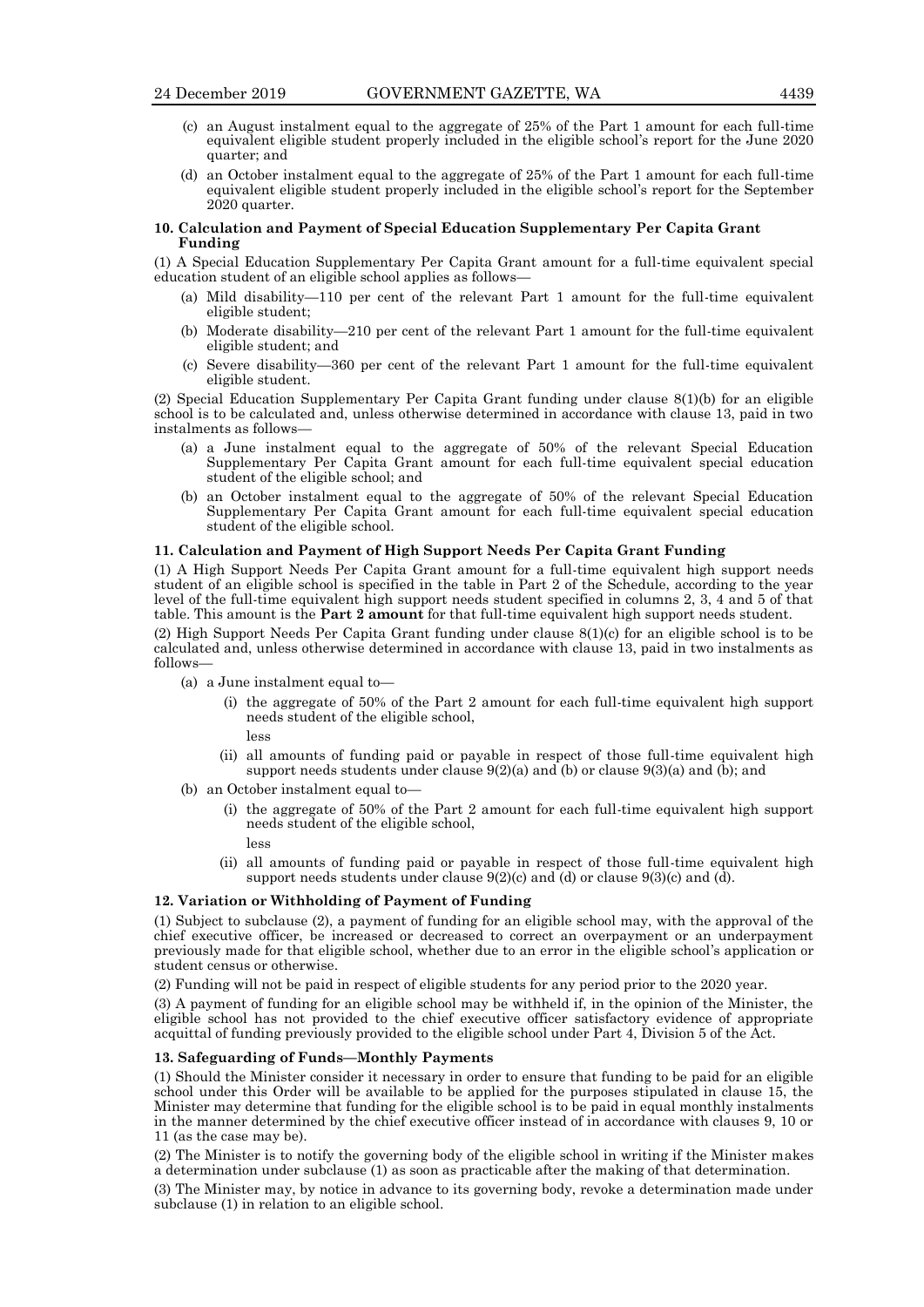(c) an August instalment equal to the aggregate of 25% of the Part 1 amount for each full-time equivalent eligible student properly included in the eligible school's report for the June 2020 quarter; and

(d) an October instalment equal to the aggregate of 25% of the Part 1 amount for each full-time equivalent eligible student properly included in the eligible school's report for the September 2020 quarter.

**10. Calculation and Payment of Special Education Supplementary Per Capita Grant Funding**

(1) A Special Education Supplementary Per Capita Grant amount for a full-time equivalent special education student of an eligible school applies as follows—

(a) Mild disability—110 per cent of the relevant Part 1 amount for the full-time equivalent eligible student;

(b) Moderate disability—210 per cent of the relevant Part 1 amount for the full-time equivalent eligible student; and

(c) Severe disability—360 per cent of the relevant Part 1 amount for the full-time equivalent eligible student.

(2) Special Education Supplementary Per Capita Grant funding under clause 8(1)(b) for an eligible school is to be calculated and, unless otherwise determined in accordance with clause 13, paid in two instalments as follows—

(a) a June instalment equal to the aggregate of 50% of the relevant Special Education Supplementary Per Capita Grant amount for each full-time equivalent special education student of the eligible school; and

(b) an October instalment equal to the aggregate of 50% of the relevant Special Education Supplementary Per Capita Grant amount for each full-time equivalent special education student of the eligible school.

**11. Calculation and Payment of High Support Needs Per Capita Grant Funding**

(1) A High Support Needs Per Capita Grant amount for a full-time equivalent high support needs student of an eligible school is specified in the table in Part 2 of the Schedule, according to the year level of the full-time equivalent high support needs student specified in columns 2, 3, 4 and 5 of that table. This amount is the **Part 2 amount** for that full-time equivalent high support needs student.

(2) High Support Needs Per Capita Grant funding under clause 8(1)(c) for an eligible school is to be calculated and, unless otherwise determined in accordance with clause 13, paid in two instalments as follows—

(a) a June instalment equal to—

(i) the aggregate of 50% of the Part 2 amount for each full-time equivalent high support needs student of the eligible school,

less

(ii) all amounts of funding paid or payable in respect of those full-time equivalent high support needs students under clause 9(2)(a) and (b) or clause 9(3)(a) and (b); and

(b) an October instalment equal to—

(i) the aggregate of 50% of the Part 2 amount for each full-time equivalent high support needs student of the eligible school,

less

(ii) all amounts of funding paid or payable in respect of those full-time equivalent high support needs students under clause 9(2)(c) and (d) or clause 9(3)(c) and (d).

**12. Variation or Withholding of Payment of Funding**

(1) Subject to subclause (2), a payment of funding for an eligible school may, with the approval of the chief executive officer, be increased or decreased to correct an overpayment or an underpayment previously made for that eligible school, whether due to an error in the eligible school's application or student census or otherwise.

(2) Funding will not be paid in respect of eligible students for any period prior to the 2020 year.

(3) A payment of funding for an eligible school may be withheld if, in the opinion of the Minister, the eligible school has not provided to the chief executive officer satisfactory evidence of appropriate acquittal of funding previously provided to the eligible school under Part 4, Division 5 of the Act.

**13. Safeguarding of Funds—Monthly Payments**

(1) Should the Minister consider it necessary in order to ensure that funding to be paid for an eligible school under this Order will be available to be applied for the purposes stipulated in clause 15, the Minister may determine that funding for the eligible school is to be paid in equal monthly instalments in the manner determined by the chief executive officer instead of in accordance with clauses 9, 10 or 11 (as the case may be).

(2) The Minister is to notify the governing body of the eligible school in writing if the Minister makes a determination under subclause (1) as soon as practicable after the making of that determination.

(3) The Minister may, by notice in advance to its governing body, revoke a determination made under subclause (1) in relation to an eligible school.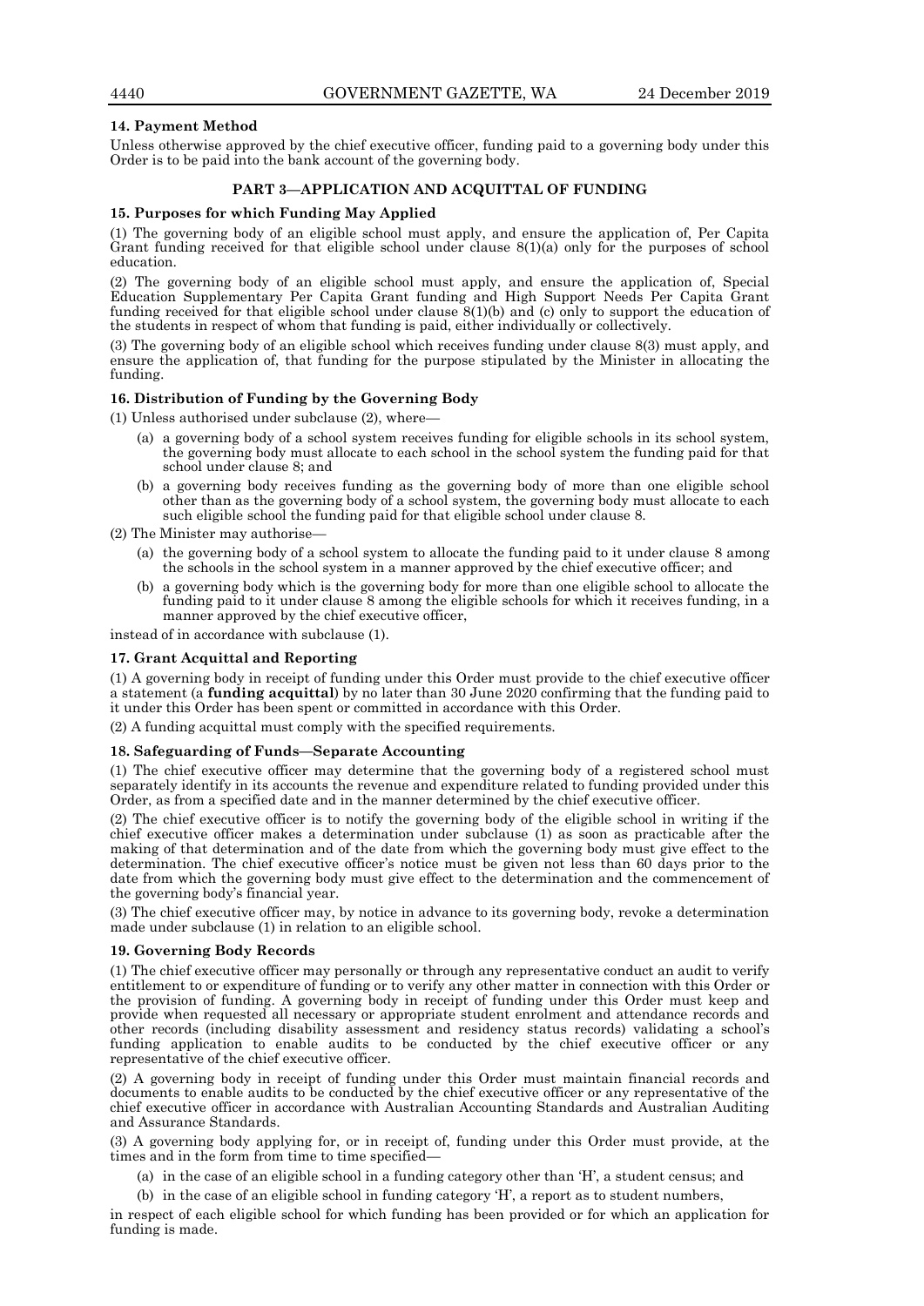**14. Payment Method**

Unless otherwise approved by the chief executive officer, funding paid to a governing body under this Order is to be paid into the bank account of the governing body.

## PART 3—APPLICATION AND ACQUITTAL OF FUNDING

**15. Purposes for which Funding May Applied**

(1) The governing body of an eligible school must apply, and ensure the application of, Per Capita Grant funding received for that eligible school under clause 8(1)(a) only for the purposes of school education.

(2) The governing body of an eligible school must apply, and ensure the application of, Special Education Supplementary Per Capita Grant funding and High Support Needs Per Capita Grant funding received for that eligible school under clause 8(1)(b) and (c) only to support the education of the students in respect of whom that funding is paid, either individually or collectively.

(3) The governing body of an eligible school which receives funding under clause 8(3) must apply, and ensure the application of, that funding for the purpose stipulated by the Minister in allocating the funding.

**16. Distribution of Funding by the Governing Body**

(1) Unless authorised under subclause (2), where—

- (a) a governing body of a school system receives funding for eligible schools in its school system, the governing body must allocate to each school in the school system the funding paid for that school under clause 8; and
- (b) a governing body receives funding as the governing body of more than one eligible school other than as the governing body of a school system, the governing body must allocate to each such eligible school the funding paid for that eligible school under clause 8.

(2) The Minister may authorise—

- (a) the governing body of a school system to allocate the funding paid to it under clause 8 among the schools in the school system in a manner approved by the chief executive officer; and
- (b) a governing body which is the governing body for more than one eligible school to allocate the funding paid to it under clause 8 among the eligible schools for which it receives funding, in a manner approved by the chief executive officer,

instead of in accordance with subclause (1).

**17. Grant Acquittal and Reporting**

(1) A governing body in receipt of funding under this Order must provide to the chief executive officer a statement (a **funding acquittal**) by no later than 30 June 2020 confirming that the funding paid to it under this Order has been spent or committed in accordance with this Order.

(2) A funding acquittal must comply with the specified requirements.

**18. Safeguarding of Funds—Separate Accounting**

(1) The chief executive officer may determine that the governing body of a registered school must separately identify in its accounts the revenue and expenditure related to funding provided under this Order, as from a specified date and in the manner determined by the chief executive officer.

(2) The chief executive officer is to notify the governing body of the eligible school in writing if the chief executive officer makes a determination under subclause (1) as soon as practicable after the making of that determination and of the date from which the governing body must give effect to the determination. The chief executive officer's notice must be given not less than 60 days prior to the date from which the governing body must give effect to the determination and the commencement of the governing body's financial year.

(3) The chief executive officer may, by notice in advance to its governing body, revoke a determination made under subclause (1) in relation to an eligible school.

**19. Governing Body Records**

(1) The chief executive officer may personally or through any representative conduct an audit to verify entitlement to or expenditure of funding or to verify any other matter in connection with this Order or the provision of funding. A governing body in receipt of funding under this Order must keep and provide when requested all necessary or appropriate student enrolment and attendance records and other records (including disability assessment and residency status records) validating a school's funding application to enable audits to be conducted by the chief executive officer or any representative of the chief executive officer.

(2) A governing body in receipt of funding under this Order must maintain financial records and documents to enable audits to be conducted by the chief executive officer or any representative of the chief executive officer in accordance with Australian Accounting Standards and Australian Auditing and Assurance Standards.

(3) A governing body applying for, or in receipt of, funding under this Order must provide, at the times and in the form from time to time specified—

- (a) in the case of an eligible school in a funding category other than 'H', a student census; and
- (b) in the case of an eligible school in funding category 'H', a report as to student numbers,

in respect of each eligible school for which funding has been provided or for which an application for funding is made.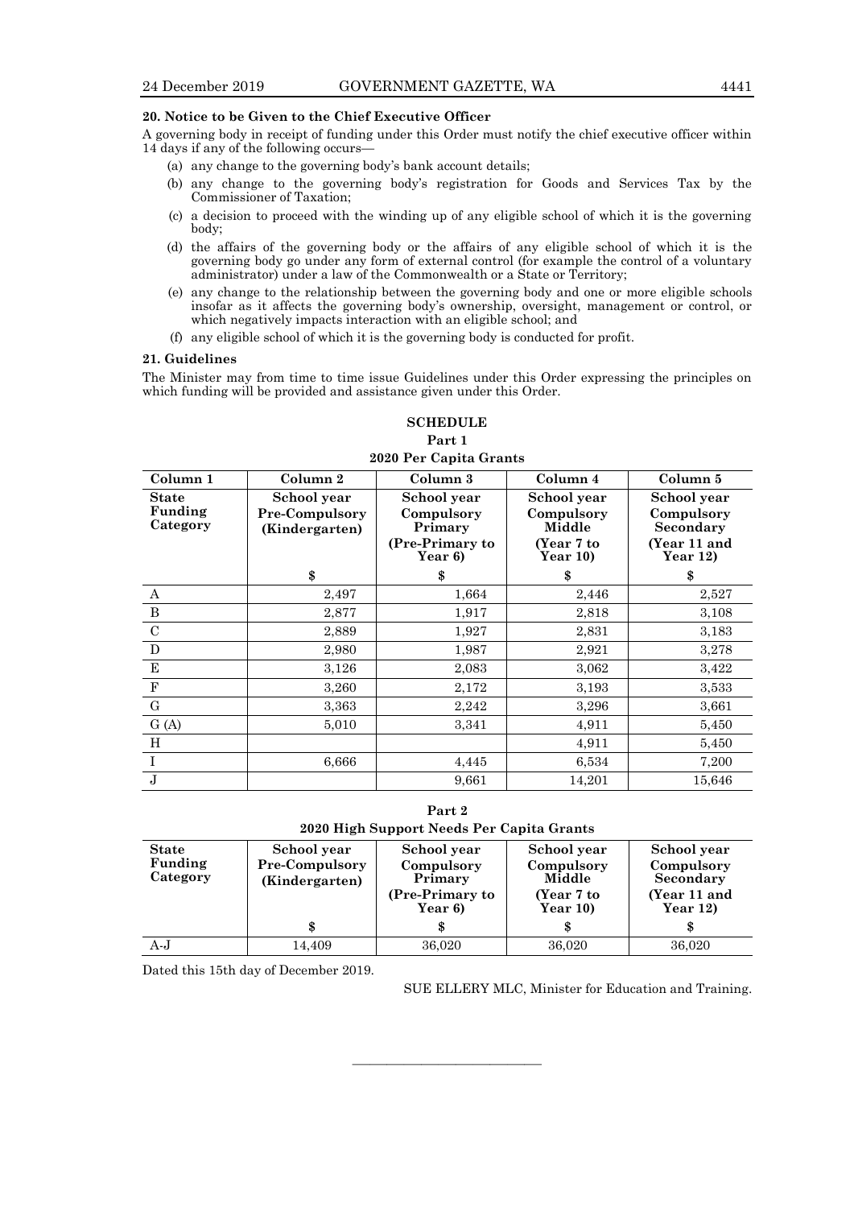**20. Notice to be Given to the Chief Executive Officer**

A governing body in receipt of funding under this Order must notify the chief executive officer within 14 days if any of the following occurs—

(a) any change to the governing body's bank account details;

(b) any change to the governing body's registration for Goods and Services Tax by the Commissioner of Taxation;

(c) a decision to proceed with the winding up of any eligible school of which it is the governing body;

(d) the affairs of the governing body or the affairs of any eligible school of which it is the governing body go under any form of external control (for example the control of a voluntary administrator) under a law of the Commonwealth or a State or Territory;

(e) any change to the relationship between the governing body and one or more eligible schools insofar as it affects the governing body's ownership, oversight, management or control, or which negatively impacts interaction with an eligible school; and

(f) any eligible school of which it is the governing body is conducted for profit.

**21. Guidelines**

The Minister may from time to time issue Guidelines under this Order expressing the principles on which funding will be provided and assistance given under this Order.

**SCHEDULE**

**Part 1**

**2020 Per Capita Grants**

| Column 1 | Column 2 | Column 3 | Column 4 | Column 5 |
|---|---|---|---|---|
| **State Funding Category** | **School year Pre-Compulsory (Kindergarten)** | **School year Compulsory Primary (Pre-Primary to Year 6)** | **School year Compulsory Middle (Year 7 to Year 10)** | **School year Compulsory Secondary (Year 11 and Year 12)** |
| | $ | $ | $ | $ |
| A | 2,497 | 1,664 | 2,446 | 2,527 |
| B | 2,877 | 1,917 | 2,818 | 3,108 |
| C | 2,889 | 1,927 | 2,831 | 3,183 |
| D | 2,980 | 1,987 | 2,921 | 3,278 |
| E | 3,126 | 2,083 | 3,062 | 3,422 |
| F | 3,260 | 2,172 | 3,193 | 3,533 |
| G | 3,363 | 2,242 | 3,296 | 3,661 |
| G (A) | 5,010 | 3,341 | 4,911 | 5,450 |
| H | | | 4,911 | 5,450 |
| I | 6,666 | 4,445 | 6,534 | 7,200 |
| J | | 9,661 | 14,201 | 15,646 |

**Part 2**

**2020 High Support Needs Per Capita Grants**

| **State Funding Category** | **School year Pre-Compulsory (Kindergarten)** | **School year Compulsory Primary (Pre-Primary to Year 6)** | **School year Compulsory Middle (Year 7 to Year 10)** | **School year Compulsory Secondary (Year 11 and Year 12)** |
|---|---|---|---|---|
| | $ | $ | $ | $ |
| A-J | 14,409 | 36,020 | 36,020 | 36,020 |

Dated this 15th day of December 2019.

SUE ELLERY MLC, Minister for Education and Training.

---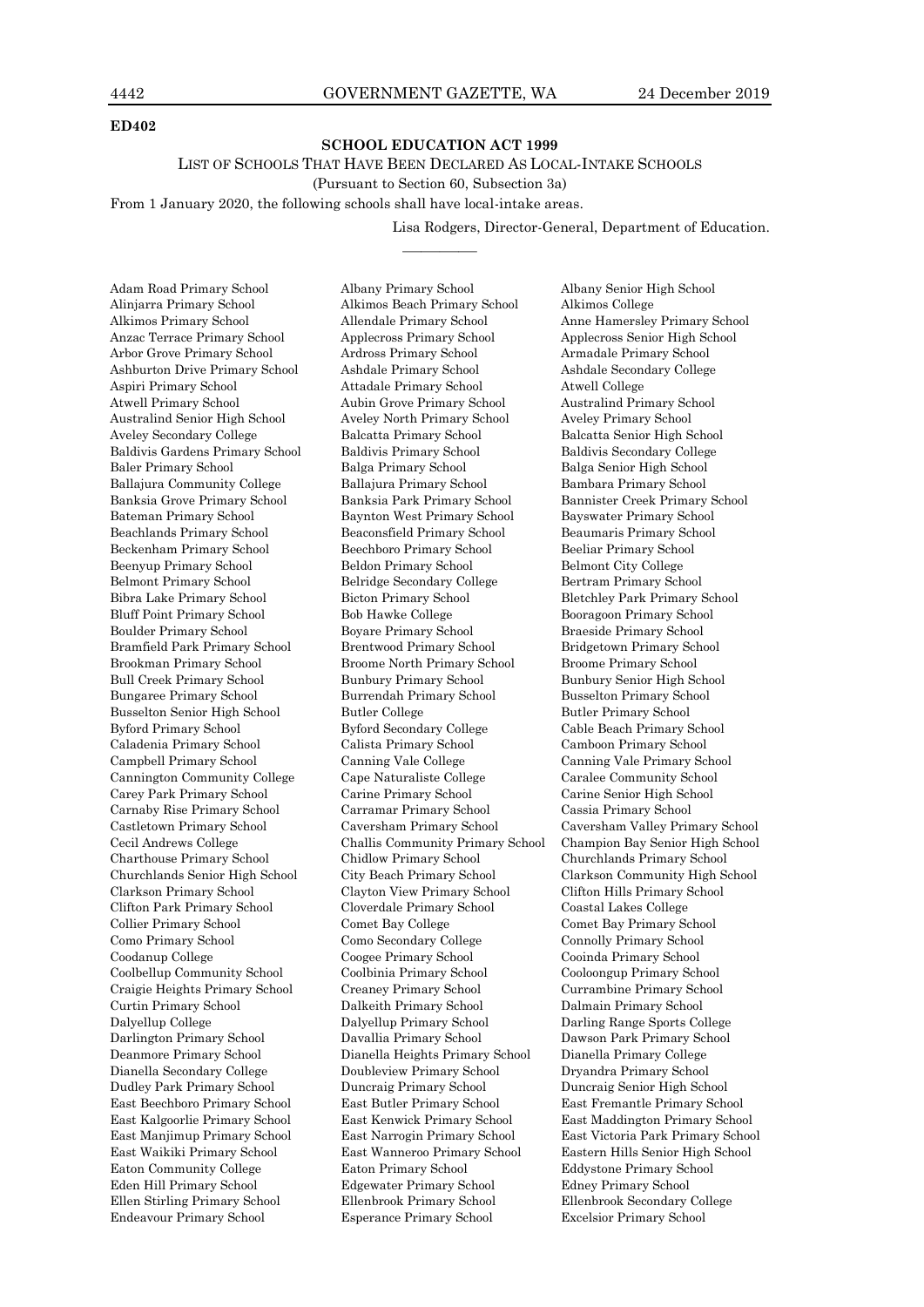**ED402**

**SCHOOL EDUCATION ACT 1999**

LIST OF SCHOOLS THAT HAVE BEEN DECLARED AS LOCAL-INTAKE SCHOOLS

(Pursuant to Section 60, Subsection 3a)

From 1 January 2020, the following schools shall have local-intake areas.

Lisa Rodgers, Director-General, Department of Education.

---

Adam Road Primary School
Albany Primary School
Albany Senior High School
Alinjarra Primary School
Alkimos Beach Primary School
Alkimos College
Alkimos Primary School
Allendale Primary School
Anne Hamersley Primary School
Anzac Terrace Primary School
Applecross Primary School
Applecross Senior High School
Arbor Grove Primary School
Ardross Primary School
Armadale Primary School
Ashburton Drive Primary School
Ashdale Primary School
Ashdale Secondary College
Aspiri Primary School
Attadale Primary School
Atwell College
Atwell Primary School
Aubin Grove Primary School
Australind Primary School
Australind Senior High School
Aveley North Primary School
Aveley Primary School
Aveley Secondary College
Balcatta Primary School
Balcatta Senior High School
Baldivis Gardens Primary School
Baldivis Primary School
Baldivis Secondary College
Baler Primary School
Balga Primary School
Balga Senior High School
Ballajura Community College
Ballajura Primary School
Bambara Primary School
Banksia Grove Primary School
Banksia Park Primary School
Bannister Creek Primary School
Bateman Primary School
Baynton West Primary School
Bayswater Primary School
Beachlands Primary School
Beaconsfield Primary School
Beaumaris Primary School
Beckenham Primary School
Beechboro Primary School
Beeliar Primary School
Beenyup Primary School
Beldon Primary School
Belmont City College
Belmont Primary School
Belridge Secondary College
Bertram Primary School
Bibra Lake Primary School
Bicton Primary School
Bletchley Park Primary School
Bluff Point Primary School
Bob Hawke College
Booragoon Primary School
Boulder Primary School
Boyare Primary School
Braeside Primary School
Bramfield Park Primary School
Brentwood Primary School
Bridgetown Primary School
Brookman Primary School
Broome North Primary School
Broome Primary School
Bull Creek Primary School
Bunbury Primary School
Bunbury Senior High School
Bungaree Primary School
Burrendah Primary School
Busselton Primary School
Busselton Senior High School
Butler College
Butler Primary School
Byford Primary School
Byford Secondary College
Cable Beach Primary School
Caladenia Primary School
Calista Primary School
Camboon Primary School
Campbell Primary School
Canning Vale College
Canning Vale Primary School
Cannington Community College
Cape Naturaliste College
Caralee Community School
Carey Park Primary School
Carine Primary School
Carine Senior High School
Carnaby Rise Primary School
Carramar Primary School
Cassia Primary School
Castletown Primary School
Caversham Primary School
Caversham Valley Primary School
Cecil Andrews College
Challis Community Primary School
Champion Bay Senior High School
Charthouse Primary School
Chidlow Primary School
Churchlands Primary School
Churchlands Senior High School
City Beach Primary School
Clarkson Community High School
Clarkson Primary School
Clayton View Primary School
Clifton Hills Primary School
Clifton Park Primary School
Cloverdale Primary School
Coastal Lakes College
Collier Primary School
Comet Bay College
Comet Bay Primary School
Como Primary School
Como Secondary College
Connolly Primary School
Coodanup College
Coogee Primary School
Cooinda Primary School
Coolbellup Community School
Coolbinia Primary School
Cooloongup Primary School
Craigie Heights Primary School
Creaney Primary School
Currambine Primary School
Curtin Primary School
Dalkeith Primary School
Dalmain Primary School
Dalyellup College
Dalyellup Primary School
Darling Range Sports College
Darlington Primary School
Davallia Primary School
Dawson Park Primary School
Deanmore Primary School
Dianella Heights Primary School
Dianella Primary College
Dianella Secondary College
Doubleview Primary School
Dryandra Primary School
Dudley Park Primary School
Duncraig Primary School
Duncraig Senior High School
East Beechboro Primary School
East Butler Primary School
East Fremantle Primary School
East Kalgoorlie Primary School
East Kenwick Primary School
East Maddington Primary School
East Manjimup Primary School
East Narrogin Primary School
East Victoria Park Primary School
East Waikiki Primary School
East Wanneroo Primary School
Eastern Hills Senior High School
Eaton Community College
Eaton Primary School
Eddystone Primary School
Eden Hill Primary School
Edgewater Primary School
Edney Primary School
Ellen Stirling Primary School
Ellenbrook Primary School
Ellenbrook Secondary College
Endeavour Primary School
Esperance Primary School
Excelsior Primary School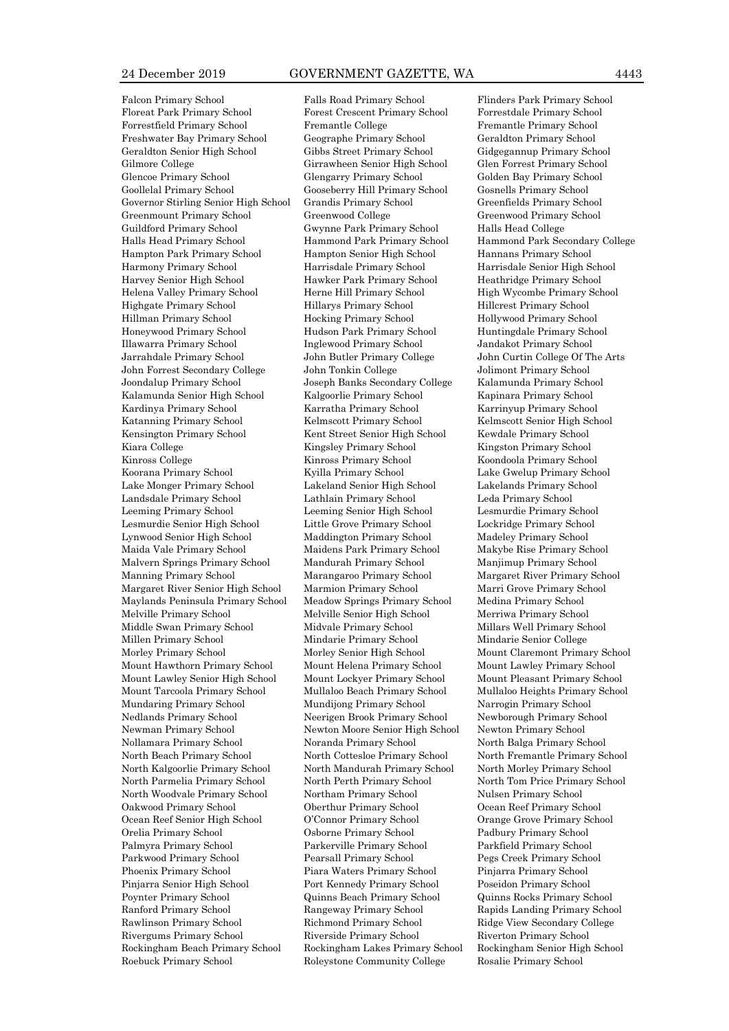Falcon Primary School
Falls Road Primary School
Flinders Park Primary School
Floreat Park Primary School
Forest Crescent Primary School
Forrestdale Primary School
Forrestfield Primary School
Fremantle College
Fremantle Primary School
Freshwater Bay Primary School
Geographe Primary School
Geraldton Primary School
Geraldton Senior High School
Gibbs Street Primary School
Gidgegannup Primary School
Gilmore College
Girrawheen Senior High School
Glen Forrest Primary School
Glencoe Primary School
Glengarry Primary School
Golden Bay Primary School
Goollelal Primary School
Gooseberry Hill Primary School
Gosnells Primary School
Governor Stirling Senior High School
Grandis Primary School
Greenfields Primary School
Greenmount Primary School
Greenwood College
Greenwood Primary School
Guildford Primary School
Gwynne Park Primary School
Halls Head College
Halls Head Primary School
Hammond Park Primary School
Hammond Park Secondary College
Hampton Park Primary School
Hampton Senior High School
Hannans Primary School
Harmony Primary School
Harrisdale Primary School
Harrisdale Senior High School
Harvey Senior High School
Hawker Park Primary School
Heathridge Primary School
Helena Valley Primary School
Herne Hill Primary School
High Wycombe Primary School
Highgate Primary School
Hillarys Primary School
Hillcrest Primary School
Hillman Primary School
Hocking Primary School
Hollywood Primary School
Honeywood Primary School
Hudson Park Primary School
Huntingdale Primary School
Illawarra Primary School
Inglewood Primary School
Jandakot Primary School
Jarrahdale Primary School
John Butler Primary College
John Curtin College Of The Arts
John Forrest Secondary College
John Tonkin College
Jolimont Primary School
Joondalup Primary School
Joseph Banks Secondary College
Kalamunda Primary School
Kalamunda Senior High School
Kalgoorlie Primary School
Kapinara Primary School
Kardinya Primary School
Karratha Primary School
Karrinyup Primary School
Katanning Primary School
Kelmscott Primary School
Kelmscott Senior High School
Kensington Primary School
Kent Street Senior High School
Kewdale Primary School
Kiara College
Kingsley Primary School
Kingston Primary School
Kinross College
Kinross Primary School
Koondoola Primary School
Koorana Primary School
Kyilla Primary School
Lake Gwelup Primary School
Lake Monger Primary School
Lakeland Senior High School
Lakelands Primary School
Landsdale Primary School
Lathlain Primary School
Leda Primary School
Leeming Primary School
Leeming Senior High School
Lesmurdie Primary School
Lesmurdie Senior High School
Little Grove Primary School
Lockridge Primary School
Lynwood Senior High School
Maddington Primary School
Madeley Primary School
Maida Vale Primary School
Maidens Park Primary School
Makybe Rise Primary School
Malvern Springs Primary School
Mandurah Primary School
Manjimup Primary School
Manning Primary School
Marangaroo Primary School
Margaret River Primary School
Margaret River Senior High School
Marmion Primary School
Marri Grove Primary School
Maylands Peninsula Primary School
Meadow Springs Primary School
Medina Primary School
Melville Primary School
Melville Senior High School
Merriwa Primary School
Middle Swan Primary School
Midvale Primary School
Millars Well Primary School
Millen Primary School
Mindarie Primary School
Mindarie Senior College
Morley Primary School
Morley Senior High School
Mount Claremont Primary School
Mount Hawthorn Primary School
Mount Helena Primary School
Mount Lawley Primary School
Mount Lawley Senior High School
Mount Lockyer Primary School
Mount Pleasant Primary School
Mount Tarcoola Primary School
Mullaloo Beach Primary School
Mullaloo Heights Primary School
Mundaring Primary School
Mundijong Primary School
Narrogin Primary School
Nedlands Primary School
Neerigen Brook Primary School
Newborough Primary School
Newman Primary School
Newton Moore Senior High School
Newton Primary School
Nollamara Primary School
Noranda Primary School
North Balga Primary School
North Beach Primary School
North Cottesloe Primary School
North Fremantle Primary School
North Kalgoorlie Primary School
North Mandurah Primary School
North Morley Primary School
North Parmelia Primary School
North Perth Primary School
North Tom Price Primary School
North Woodvale Primary School
Northam Primary School
Nulsen Primary School
Oakwood Primary School
Oberthur Primary School
Ocean Reef Primary School
Ocean Reef Senior High School
O'Connor Primary School
Orange Grove Primary School
Orelia Primary School
Osborne Primary School
Padbury Primary School
Palmyra Primary School
Parkerville Primary School
Parkfield Primary School
Parkwood Primary School
Pearsall Primary School
Pegs Creek Primary School
Phoenix Primary School
Piara Waters Primary School
Pinjarra Primary School
Pinjarra Senior High School
Port Kennedy Primary School
Poseidon Primary School
Poynter Primary School
Quinns Beach Primary School
Quinns Rocks Primary School
Ranford Primary School
Rangeway Primary School
Rapids Landing Primary School
Rawlinson Primary School
Richmond Primary School
Ridge View Secondary College
Rivergums Primary School
Riverside Primary School
Riverton Primary School
Rockingham Beach Primary School
Rockingham Lakes Primary School
Rockingham Senior High School
Roebuck Primary School
Roleystone Community College
Rosalie Primary School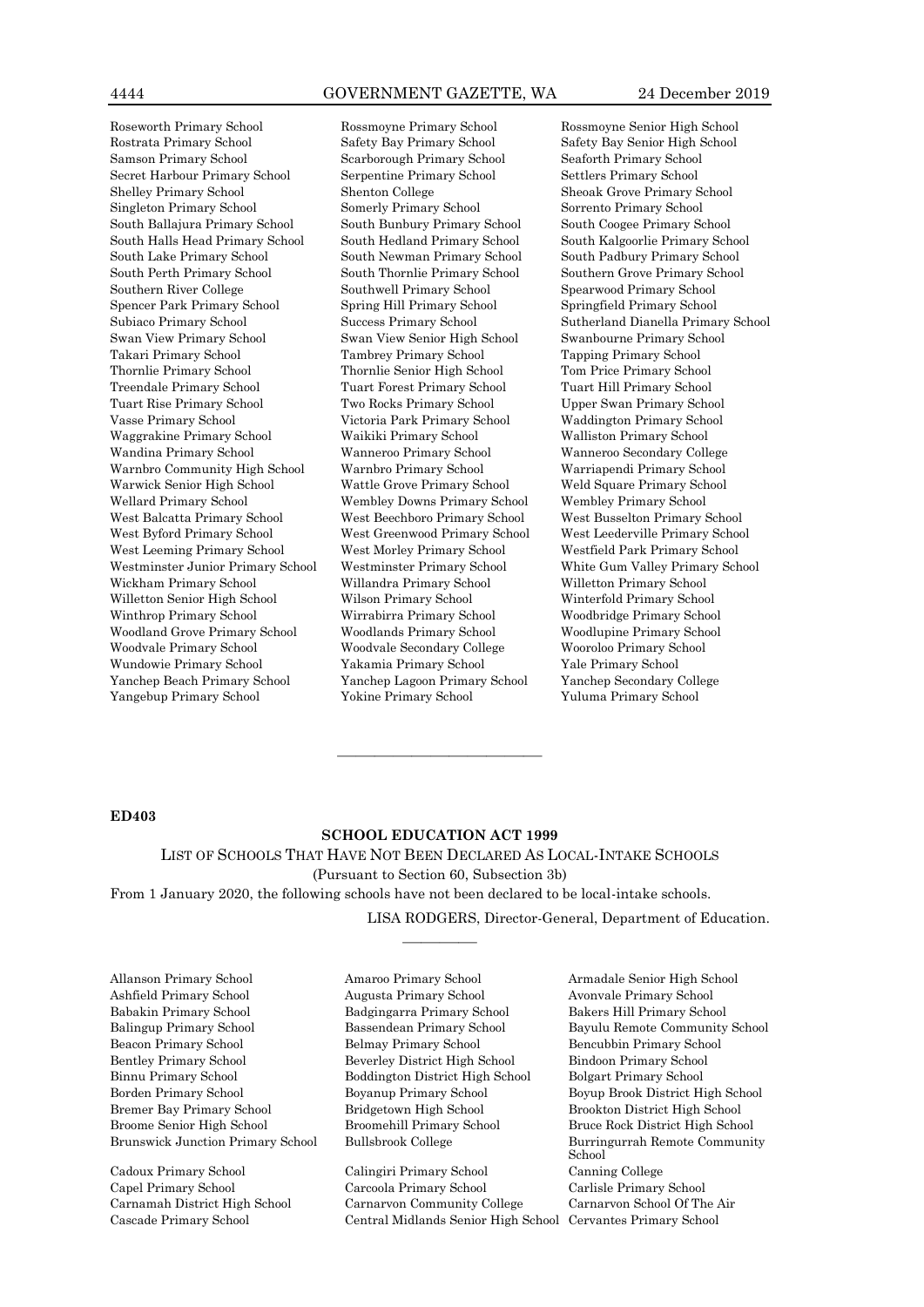Roseworth Primary School
Rossmoyne Primary School
Rossmoyne Senior High School
Rostrata Primary School
Safety Bay Primary School
Safety Bay Senior High School
Samson Primary School
Scarborough Primary School
Seaforth Primary School
Secret Harbour Primary School
Serpentine Primary School
Settlers Primary School
Shelley Primary School
Shenton College
Sheoak Grove Primary School
Singleton Primary School
Somerly Primary School
Sorrento Primary School
South Ballajura Primary School
South Bunbury Primary School
South Coogee Primary School
South Halls Head Primary School
South Hedland Primary School
South Kalgoorlie Primary School
South Lake Primary School
South Newman Primary School
South Padbury Primary School
South Perth Primary School
South Thornlie Primary School
Southern Grove Primary School
Southern River College
Southwell Primary School
Spearwood Primary School
Spencer Park Primary School
Spring Hill Primary School
Springfield Primary School
Subiaco Primary School
Success Primary School
Sutherland Dianella Primary School
Swan View Primary School
Swan View Senior High School
Swanbourne Primary School
Takari Primary School
Tambrey Primary School
Tapping Primary School
Thornlie Primary School
Thornlie Senior High School
Tom Price Primary School
Treendale Primary School
Tuart Forest Primary School
Tuart Hill Primary School
Tuart Rise Primary School
Two Rocks Primary School
Upper Swan Primary School
Vasse Primary School
Victoria Park Primary School
Waddington Primary School
Waggrakine Primary School
Waikiki Primary School
Walliston Primary School
Wandina Primary School
Wanneroo Primary School
Wanneroo Secondary College
Warnbro Community High School
Warnbro Primary School
Warriapendi Primary School
Warwick Senior High School
Wattle Grove Primary School
Weld Square Primary School
Wellard Primary School
Wembley Downs Primary School
Wembley Primary School
West Balcatta Primary School
West Beechboro Primary School
West Busselton Primary School
West Byford Primary School
West Greenwood Primary School
West Leederville Primary School
West Leeming Primary School
West Morley Primary School
Westfield Park Primary School
Westminster Junior Primary School
Westminster Primary School
White Gum Valley Primary School
Wickham Primary School
Willandra Primary School
Willetton Primary School
Willetton Senior High School
Wilson Primary School
Winterfold Primary School
Winthrop Primary School
Wirrabirra Primary School
Woodbridge Primary School
Woodland Grove Primary School
Woodlands Primary School
Woodlupine Primary School
Woodvale Primary School
Woodvale Secondary College
Wooroloo Primary School
Wundowie Primary School
Yakamia Primary School
Yale Primary School
Yanchep Beach Primary School
Yanchep Lagoon Primary School
Yanchep Secondary College
Yangebup Primary School
Yokine Primary School
Yuluma Primary School

---

**ED403**

**SCHOOL EDUCATION ACT 1999**

LIST OF SCHOOLS THAT HAVE NOT BEEN DECLARED AS LOCAL-INTAKE SCHOOLS

(Pursuant to Section 60, Subsection 3b)

From 1 January 2020, the following schools have not been declared to be local-intake schools.

LISA RODGERS, Director-General, Department of Education.

---

Allanson Primary School
Amaroo Primary School
Armadale Senior High School
Ashfield Primary School
Augusta Primary School
Avonvale Primary School
Babakin Primary School
Badgingarra Primary School
Bakers Hill Primary School
Balingup Primary School
Bassendean Primary School
Bayulu Remote Community School
Beacon Primary School
Belmay Primary School
Bencubbin Primary School
Bentley Primary School
Beverley District High School
Bindoon Primary School
Binnu Primary School
Boddington District High School
Bolgart Primary School
Borden Primary School
Boyanup Primary School
Boyup Brook District High School
Bremer Bay Primary School
Bridgetown High School
Brookton District High School
Broome Senior High School
Broomehill Primary School
Bruce Rock District High School
Brunswick Junction Primary School
Bullsbrook College
Burringurrah Remote Community School
Cadoux Primary School
Calingiri Primary School
Canning College
Capel Primary School
Carcoola Primary School
Carlisle Primary School
Carnamah District High School
Carnarvon Community College
Carnarvon School Of The Air
Cascade Primary School
Central Midlands Senior High School
Cervantes Primary School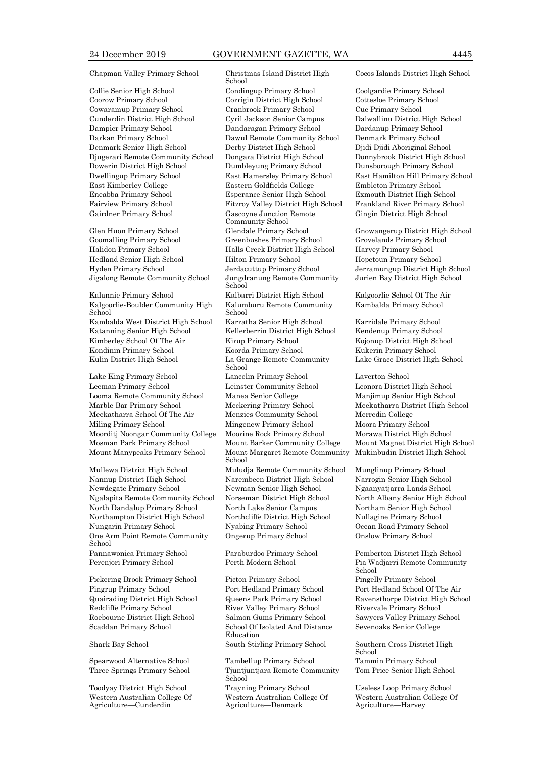Chapman Valley Primary School
Christmas Island District High School
Cocos Islands District High School
Collie Senior High School
Condingup Primary School
Coolgardie Primary School
Coorow Primary School
Corrigin District High School
Cottesloe Primary School
Cowaramup Primary School
Cranbrook Primary School
Cue Primary School
Cunderdin District High School
Cyril Jackson Senior Campus
Dalwallinu District High School
Dampier Primary School
Dandaragan Primary School
Dardanup Primary School
Darkan Primary School
Dawul Remote Community School
Denmark Primary School
Denmark Senior High School
Derby District High School
Djidi Djidi Aboriginal School
Djugerari Remote Community School
Dongara District High School
Donnybrook District High School
Dowerin District High School
Dumbleyung Primary School
Dunsborough Primary School
Dwellingup Primary School
East Hamersley Primary School
East Hamilton Hill Primary School
East Kimberley College
Eastern Goldfields College
Embleton Primary School
Eneabba Primary School
Esperance Senior High School
Exmouth District High School
Fairview Primary School
Fitzroy Valley District High School
Frankland River Primary School
Gairdner Primary School
Gascoyne Junction Remote Community School
Gingin District High School
Glen Huon Primary School
Glendale Primary School
Gnowangerup District High School
Goomalling Primary School
Greenbushes Primary School
Grovelands Primary School
Halidon Primary School
Halls Creek District High School
Harvey Primary School
Hedland Senior High School
Hilton Primary School
Hopetoun Primary School
Hyden Primary School
Jerdacuttup Primary School
Jerramungup District High School
Jigalong Remote Community School
Jungdranung Remote Community School
Jurien Bay District High School
Kalannie Primary School
Kalbarri District High School
Kalgoorlie School Of The Air
Kalgoorlie-Boulder Community High School
Kalumburu Remote Community School
Kambalda Primary School
Kambalda West District High School
Karratha Senior High School
Karridale Primary School
Katanning Senior High School
Kellerberrin District High School
Kendenup Primary School
Kimberley School Of The Air
Kirup Primary School
Kojonup District High School
Kondinin Primary School
Koorda Primary School
Kukerin Primary School
Kulin District High School
La Grange Remote Community School
Lake Grace District High School
Lake King Primary School
Lancelin Primary School
Laverton School
Leeman Primary School
Leinster Community School
Leonora District High School
Looma Remote Community School
Manea Senior College
Manjimup Senior High School
Marble Bar Primary School
Meckering Primary School
Meekatharra District High School
Meekatharra School Of The Air
Menzies Community School
Merredin College
Miling Primary School
Mingenew Primary School
Moora Primary School
Moorditj Noongar Community College
Moorine Rock Primary School
Morawa District High School
Mosman Park Primary School
Mount Barker Community College
Mount Magnet District High School
Mount Manypeaks Primary School
Mount Margaret Remote Community School
Mukinbudin District High School
Mullewa District High School
Muludja Remote Community School
Munglinup Primary School
Nannup District High School
Narembeen District High School
Narrogin Senior High School
Newdegate Primary School
Newman Senior High School
Ngaanyatjarra Lands School
Ngalapita Remote Community School
Norseman District High School
North Albany Senior High School
North Dandalup Primary School
North Lake Senior Campus
Northam Senior High School
Northampton District High School
Northcliffe District High School
Nullagine Primary School
Nungarin Primary School
Nyabing Primary School
Ocean Road Primary School
One Arm Point Remote Community School
Ongerup Primary School
Onslow Primary School
Pannawonica Primary School
Paraburdoo Primary School
Pemberton District High School
Perenjori Primary School
Perth Modern School
Pia Wadjarri Remote Community School
Pickering Brook Primary School
Picton Primary School
Pingelly Primary School
Pingrup Primary School
Port Hedland Primary School
Port Hedland School Of The Air
Quairading District High School
Queens Park Primary School
Ravensthorpe District High School
Redcliffe Primary School
River Valley Primary School
Rivervale Primary School
Roebourne District High School
Salmon Gums Primary School
Sawyers Valley Primary School
Scaddan Primary School
School Of Isolated And Distance Education
Sevenoaks Senior College
Shark Bay School
South Stirling Primary School
Southern Cross District High School
Spearwood Alternative School
Tambellup Primary School
Tammin Primary School
Three Springs Primary School
Tjuntjuntjara Remote Community School
Tom Price Senior High School
Toodyay District High School
Trayning Primary School
Useless Loop Primary School
Western Australian College Of Agriculture—Cunderdin
Western Australian College Of Agriculture—Denmark
Western Australian College Of Agriculture—Harvey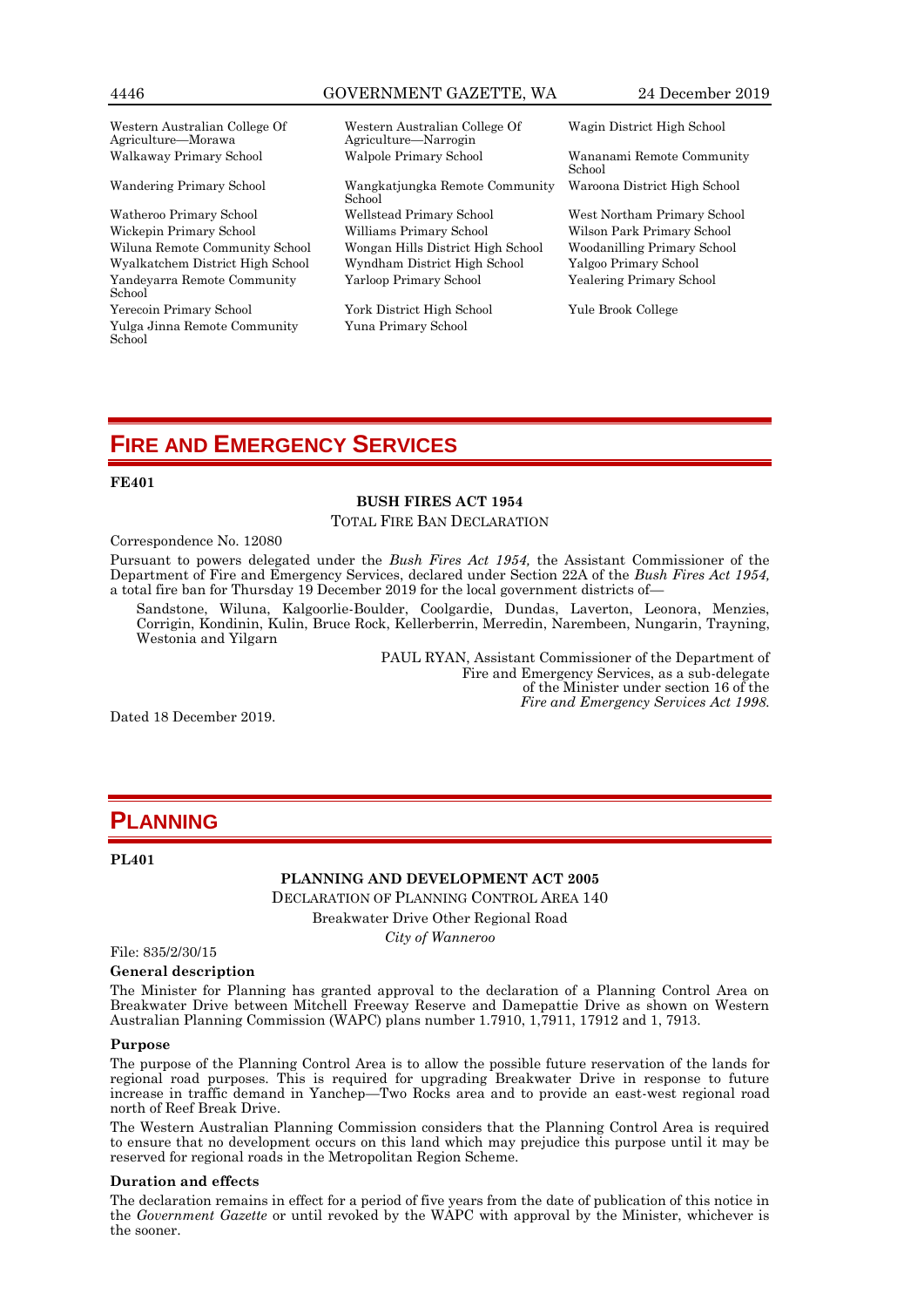Western Australian College Of Agriculture—Morawa
Western Australian College Of Agriculture—Narrogin
Wagin District High School
Walkaway Primary School
Walpole Primary School
Wananami Remote Community School
Wandering Primary School
Wangkatjungka Remote Community School
Waroona District High School
Watheroo Primary School
Wellstead Primary School
West Northam Primary School
Wickepin Primary School
Williams Primary School
Wilson Park Primary School
Wiluna Remote Community School
Wongan Hills District High School
Woodanilling Primary School
Wyalkatchem District High School
Wyndham District High School
Yalgoo Primary School
Yandeyarra Remote Community School
Yarloop Primary School
Yealering Primary School
Yerecoin Primary School
York District High School
Yule Brook College
Yulga Jinna Remote Community School
Yuna Primary School

# FIRE AND EMERGENCY SERVICES

**FE401**

**BUSH FIRES ACT 1954**

TOTAL FIRE BAN DECLARATION

Correspondence No. 12080

Pursuant to powers delegated under the *Bush Fires Act 1954,* the Assistant Commissioner of the Department of Fire and Emergency Services, declared under Section 22A of the *Bush Fires Act 1954,* a total fire ban for Thursday 19 December 2019 for the local government districts of—

Sandstone, Wiluna, Kalgoorlie-Boulder, Coolgardie, Dundas, Laverton, Leonora, Menzies, Corrigin, Kondinin, Kulin, Bruce Rock, Kellerberrin, Merredin, Narembeen, Nungarin, Trayning, Westonia and Yilgarn

PAUL RYAN, Assistant Commissioner of the Department of Fire and Emergency Services, as a sub-delegate of the Minister under section 16 of the *Fire and Emergency Services Act 1998.*

Dated 18 December 2019.

# PLANNING

**PL401**

**PLANNING AND DEVELOPMENT ACT 2005**

DECLARATION OF PLANNING CONTROL AREA 140

Breakwater Drive Other Regional Road

*City of Wanneroo*

File: 835/2/30/15

**General description**

The Minister for Planning has granted approval to the declaration of a Planning Control Area on Breakwater Drive between Mitchell Freeway Reserve and Damepattie Drive as shown on Western Australian Planning Commission (WAPC) plans number 1.7910, 1,7911, 17912 and 1, 7913.

**Purpose**

The purpose of the Planning Control Area is to allow the possible future reservation of the lands for regional road purposes. This is required for upgrading Breakwater Drive in response to future increase in traffic demand in Yanchep—Two Rocks area and to provide an east-west regional road north of Reef Break Drive.

The Western Australian Planning Commission considers that the Planning Control Area is required to ensure that no development occurs on this land which may prejudice this purpose until it may be reserved for regional roads in the Metropolitan Region Scheme.

**Duration and effects**

The declaration remains in effect for a period of five years from the date of publication of this notice in the *Government Gazette* or until revoked by the WAPC with approval by the Minister, whichever is the sooner.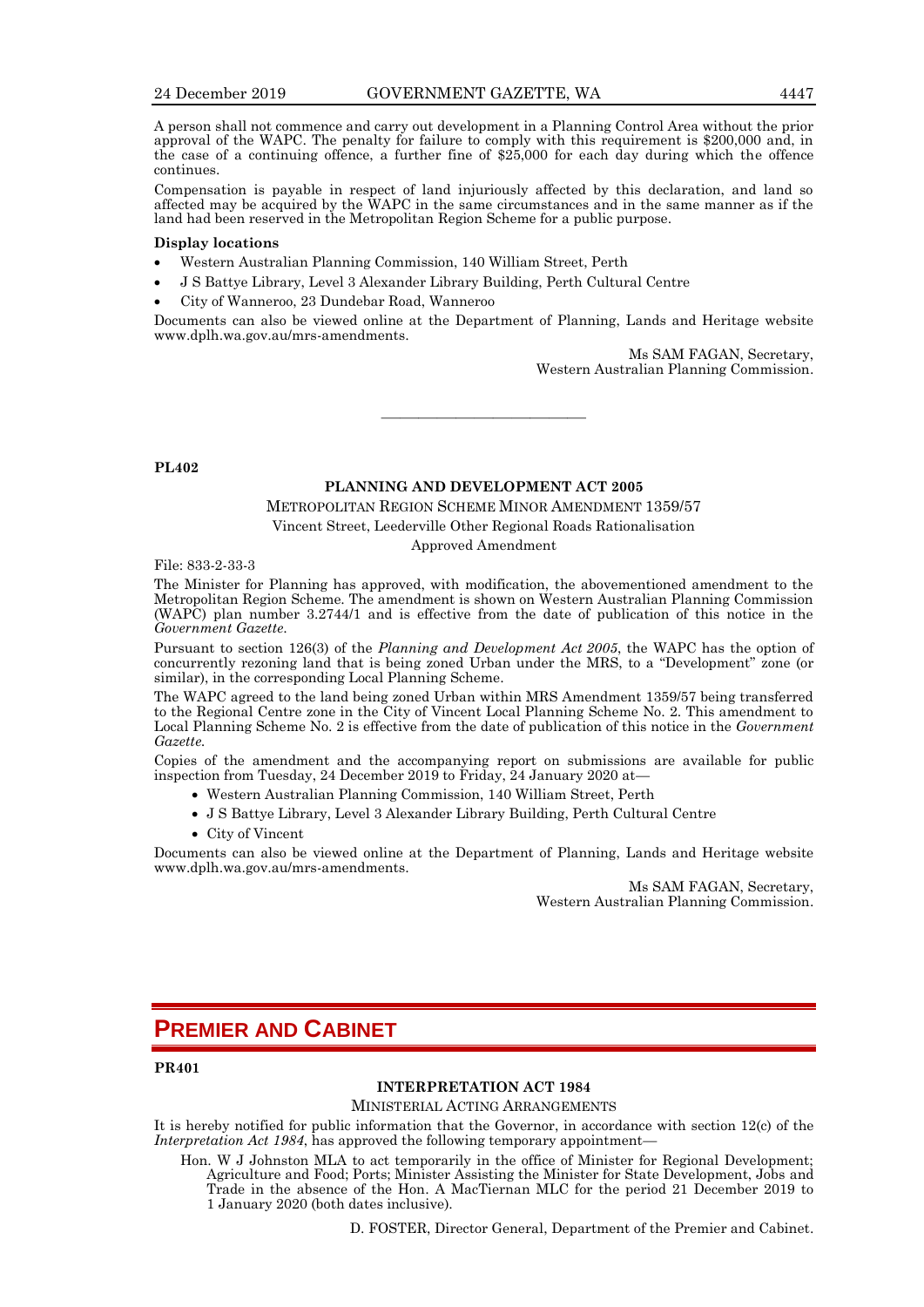A person shall not commence and carry out development in a Planning Control Area without the prior approval of the WAPC. The penalty for failure to comply with this requirement is $200,000 and, in the case of a continuing offence, a further fine of $25,000 for each day during which the offence continues.

Compensation is payable in respect of land injuriously affected by this declaration, and land so affected may be acquired by the WAPC in the same circumstances and in the same manner as if the land had been reserved in the Metropolitan Region Scheme for a public purpose.

**Display locations**

- Western Australian Planning Commission, 140 William Street, Perth
- J S Battye Library, Level 3 Alexander Library Building, Perth Cultural Centre
- City of Wanneroo, 23 Dundebar Road, Wanneroo

Documents can also be viewed online at the Department of Planning, Lands and Heritage website www.dplh.wa.gov.au/mrs-amendments.

Ms SAM FAGAN, Secretary,
Western Australian Planning Commission.

---

**PL402**

**PLANNING AND DEVELOPMENT ACT 2005**

METROPOLITAN REGION SCHEME MINOR AMENDMENT 1359/57

Vincent Street, Leederville Other Regional Roads Rationalisation

Approved Amendment

File: 833-2-33-3

The Minister for Planning has approved, with modification, the abovementioned amendment to the Metropolitan Region Scheme. The amendment is shown on Western Australian Planning Commission (WAPC) plan number 3.2744/1 and is effective from the date of publication of this notice in the *Government Gazette*.

Pursuant to section 126(3) of the *Planning and Development Act 2005*, the WAPC has the option of concurrently rezoning land that is being zoned Urban under the MRS, to a "Development" zone (or similar), in the corresponding Local Planning Scheme.

The WAPC agreed to the land being zoned Urban within MRS Amendment 1359/57 being transferred to the Regional Centre zone in the City of Vincent Local Planning Scheme No. 2. This amendment to Local Planning Scheme No. 2 is effective from the date of publication of this notice in the *Government Gazette*.

Copies of the amendment and the accompanying report on submissions are available for public inspection from Tuesday, 24 December 2019 to Friday, 24 January 2020 at—

- Western Australian Planning Commission, 140 William Street, Perth
- J S Battye Library, Level 3 Alexander Library Building, Perth Cultural Centre
- City of Vincent

Documents can also be viewed online at the Department of Planning, Lands and Heritage website www.dplh.wa.gov.au/mrs-amendments.

Ms SAM FAGAN, Secretary,
Western Australian Planning Commission.

# PREMIER AND CABINET

**PR401**

**INTERPRETATION ACT 1984**

MINISTERIAL ACTING ARRANGEMENTS

It is hereby notified for public information that the Governor, in accordance with section 12(c) of the *Interpretation Act 1984*, has approved the following temporary appointment—

Hon. W J Johnston MLA to act temporarily in the office of Minister for Regional Development; Agriculture and Food; Ports; Minister Assisting the Minister for State Development, Jobs and Trade in the absence of the Hon. A MacTiernan MLC for the period 21 December 2019 to 1 January 2020 (both dates inclusive).

D. FOSTER, Director General, Department of the Premier and Cabinet.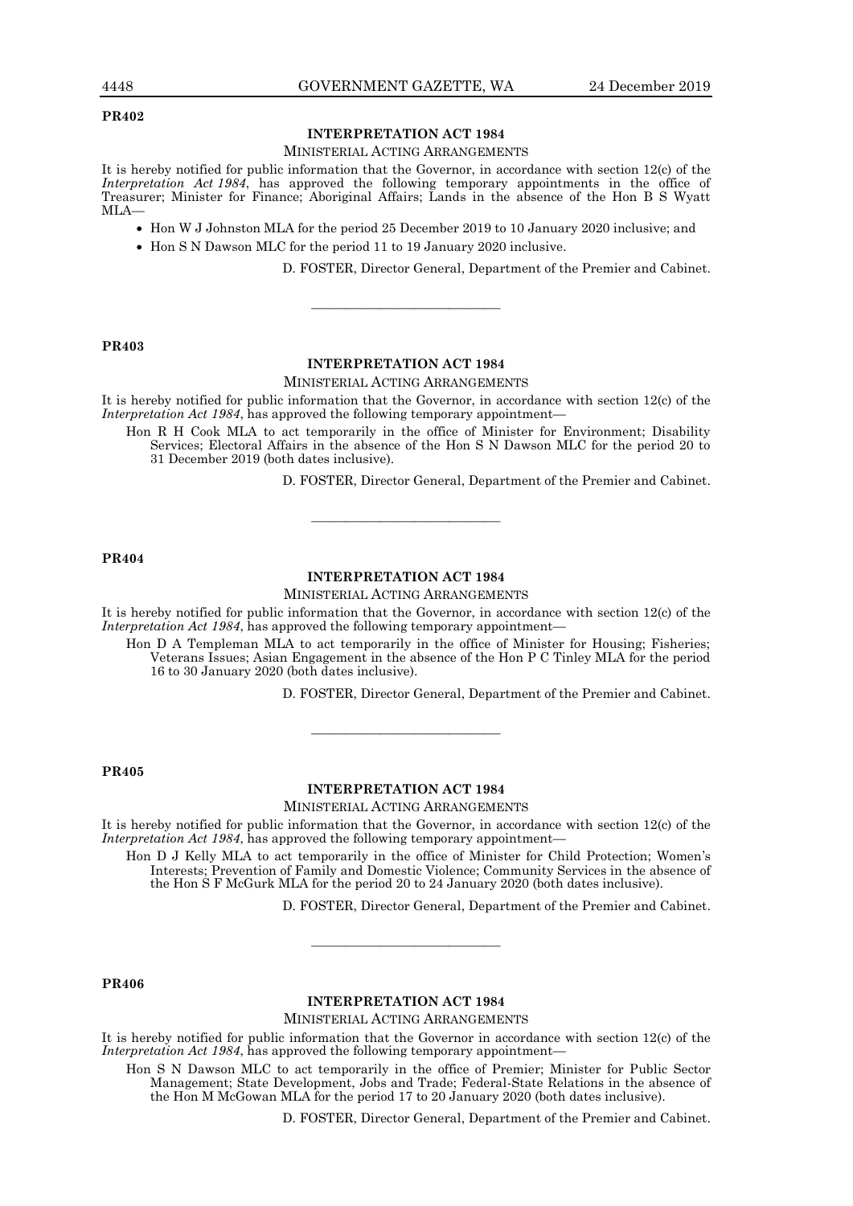**PR402**

## INTERPRETATION ACT 1984

MINISTERIAL ACTING ARRANGEMENTS

It is hereby notified for public information that the Governor, in accordance with section 12(c) of the *Interpretation Act 1984*, has approved the following temporary appointments in the office of Treasurer; Minister for Finance; Aboriginal Affairs; Lands in the absence of the Hon B S Wyatt MLA—

- Hon W J Johnston MLA for the period 25 December 2019 to 10 January 2020 inclusive; and
- Hon S N Dawson MLC for the period 11 to 19 January 2020 inclusive.

D. FOSTER, Director General, Department of the Premier and Cabinet.

---

**PR403**

## INTERPRETATION ACT 1984

MINISTERIAL ACTING ARRANGEMENTS

It is hereby notified for public information that the Governor, in accordance with section 12(c) of the *Interpretation Act 1984*, has approved the following temporary appointment—

Hon R H Cook MLA to act temporarily in the office of Minister for Environment; Disability Services; Electoral Affairs in the absence of the Hon S N Dawson MLC for the period 20 to 31 December 2019 (both dates inclusive).

D. FOSTER, Director General, Department of the Premier and Cabinet.

---

**PR404**

## INTERPRETATION ACT 1984

MINISTERIAL ACTING ARRANGEMENTS

It is hereby notified for public information that the Governor, in accordance with section 12(c) of the *Interpretation Act 1984*, has approved the following temporary appointment—

Hon D A Templeman MLA to act temporarily in the office of Minister for Housing; Fisheries; Veterans Issues; Asian Engagement in the absence of the Hon P C Tinley MLA for the period 16 to 30 January 2020 (both dates inclusive).

D. FOSTER, Director General, Department of the Premier and Cabinet.

---

**PR405**

## INTERPRETATION ACT 1984

MINISTERIAL ACTING ARRANGEMENTS

It is hereby notified for public information that the Governor, in accordance with section 12(c) of the *Interpretation Act 1984*, has approved the following temporary appointment—

Hon D J Kelly MLA to act temporarily in the office of Minister for Child Protection; Women's Interests; Prevention of Family and Domestic Violence; Community Services in the absence of the Hon S F McGurk MLA for the period 20 to 24 January 2020 (both dates inclusive).

D. FOSTER, Director General, Department of the Premier and Cabinet.

---

**PR406**

## INTERPRETATION ACT 1984

MINISTERIAL ACTING ARRANGEMENTS

It is hereby notified for public information that the Governor in accordance with section 12(c) of the *Interpretation Act 1984*, has approved the following temporary appointment—

Hon S N Dawson MLC to act temporarily in the office of Premier; Minister for Public Sector Management; State Development, Jobs and Trade; Federal-State Relations in the absence of the Hon M McGowan MLA for the period 17 to 20 January 2020 (both dates inclusive).

D. FOSTER, Director General, Department of the Premier and Cabinet.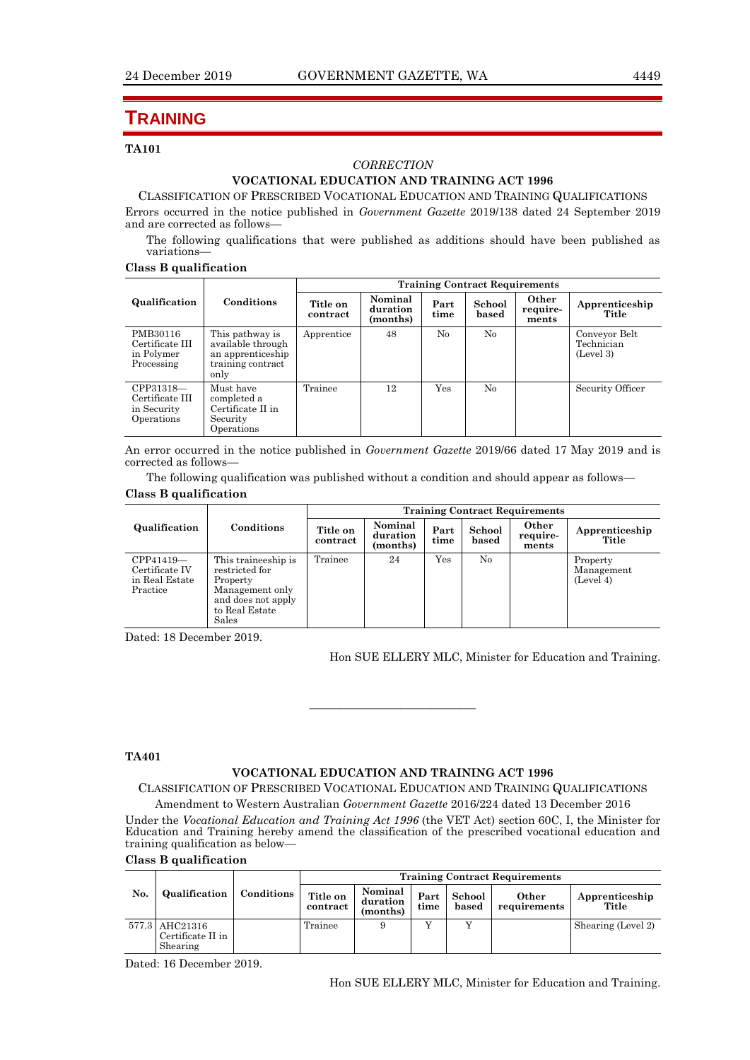# TRAINING

**TA101**

*CORRECTION*

**VOCATIONAL EDUCATION AND TRAINING ACT 1996**

CLASSIFICATION OF PRESCRIBED VOCATIONAL EDUCATION AND TRAINING QUALIFICATIONS

Errors occurred in the notice published in *Government Gazette* 2019/138 dated 24 September 2019 and are corrected as follows—

The following qualifications that were published as additions should have been published as variations—

**Class B qualification**

| Qualification | Conditions | Training Contract Requirements | | | | | |
|---|---|---|---|---|---|---|---|
| | | Title on contract | Nominal duration (months) | Part time | School based | Other require-ments | Apprenticeship Title |
| PMB30116 Certificate III in Polymer Processing | This pathway is available through an apprenticeship training contract only | Apprentice | 48 | No | No | | Conveyor Belt Technician (Level 3) |
| CPP31318—Certificate III in Security Operations | Must have completed a Certificate II in Security Operations | Trainee | 12 | Yes | No | | Security Officer |

An error occurred in the notice published in *Government Gazette* 2019/66 dated 17 May 2019 and is corrected as follows—

The following qualification was published without a condition and should appear as follows—

**Class B qualification**

| Qualification | Conditions | Training Contract Requirements | | | | | |
|---|---|---|---|---|---|---|---|
| | | Title on contract | Nominal duration (months) | Part time | School based | Other require-ments | Apprenticeship Title |
| CPP41419—Certificate IV in Real Estate Practice | This traineeship is restricted for Property Management only and does not apply to Real Estate Sales | Trainee | 24 | Yes | No | | Property Management (Level 4) |

Dated: 18 December 2019.

Hon SUE ELLERY MLC, Minister for Education and Training.

---

**TA401**

**VOCATIONAL EDUCATION AND TRAINING ACT 1996**

CLASSIFICATION OF PRESCRIBED VOCATIONAL EDUCATION AND TRAINING QUALIFICATIONS

Amendment to Western Australian *Government Gazette* 2016/224 dated 13 December 2016

Under the *Vocational Education and Training Act 1996* (the VET Act) section 60C, I, the Minister for Education and Training hereby amend the classification of the prescribed vocational education and training qualification as below—

**Class B qualification**

| No. | Qualification | Conditions | Training Contract Requirements | | | | | |
|---|---|---|---|---|---|---|---|---|
| | | | Title on contract | Nominal duration (months) | Part time | School based | Other requirements | Apprenticeship Title |
| 577.3 | AHC21316 Certificate II in Shearing | | Trainee | 9 | Y | Y | | Shearing (Level 2) |

Dated: 16 December 2019.

Hon SUE ELLERY MLC, Minister for Education and Training.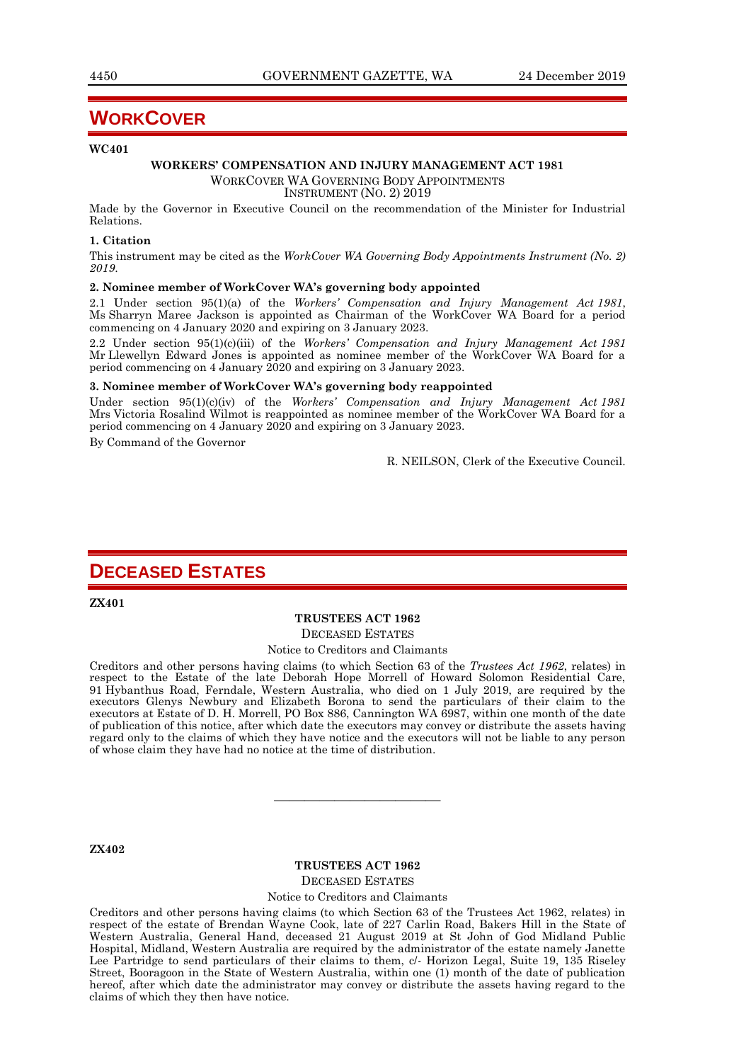# WORKCOVER

**WC401**

**WORKERS' COMPENSATION AND INJURY MANAGEMENT ACT 1981**

WORKCOVER WA GOVERNING BODY APPOINTMENTS
INSTRUMENT (NO. 2) 2019

Made by the Governor in Executive Council on the recommendation of the Minister for Industrial Relations.

**1. Citation**

This instrument may be cited as the *WorkCover WA Governing Body Appointments Instrument (No. 2) 2019*.

**2. Nominee member of WorkCover WA's governing body appointed**

2.1 Under section 95(1)(a) of the *Workers' Compensation and Injury Management Act 1981*, Ms Sharryn Maree Jackson is appointed as Chairman of the WorkCover WA Board for a period commencing on 4 January 2020 and expiring on 3 January 2023.

2.2 Under section 95(1)(c)(iii) of the *Workers' Compensation and Injury Management Act 1981* Mr Llewellyn Edward Jones is appointed as nominee member of the WorkCover WA Board for a period commencing on 4 January 2020 and expiring on 3 January 2023.

**3. Nominee member of WorkCover WA's governing body reappointed**

Under section 95(1)(c)(iv) of the *Workers' Compensation and Injury Management Act 1981* Mrs Victoria Rosalind Wilmot is reappointed as nominee member of the WorkCover WA Board for a period commencing on 4 January 2020 and expiring on 3 January 2023.

By Command of the Governor

R. NEILSON, Clerk of the Executive Council.

# DECEASED ESTATES

**ZX401**

**TRUSTEES ACT 1962**

DECEASED ESTATES

Notice to Creditors and Claimants

Creditors and other persons having claims (to which Section 63 of the *Trustees Act 1962*, relates) in respect to the Estate of the late Deborah Hope Morrell of Howard Solomon Residential Care, 91 Hybanthus Road, Ferndale, Western Australia, who died on 1 July 2019, are required by the executors Glenys Newbury and Elizabeth Borona to send the particulars of their claim to the executors at Estate of D. H. Morrell, PO Box 886, Cannington WA 6987, within one month of the date of publication of this notice, after which date the executors may convey or distribute the assets having regard only to the claims of which they have notice and the executors will not be liable to any person of whose claim they have had no notice at the time of distribution.

---

**ZX402**

**TRUSTEES ACT 1962**

DECEASED ESTATES

Notice to Creditors and Claimants

Creditors and other persons having claims (to which Section 63 of the Trustees Act 1962, relates) in respect of the estate of Brendan Wayne Cook, late of 227 Carlin Road, Bakers Hill in the State of Western Australia, General Hand, deceased 21 August 2019 at St John of God Midland Public Hospital, Midland, Western Australia are required by the administrator of the estate namely Janette Lee Partridge to send particulars of their claims to them, c/- Horizon Legal, Suite 19, 135 Riseley Street, Booragoon in the State of Western Australia, within one (1) month of the date of publication hereof, after which date the administrator may convey or distribute the assets having regard to the claims of which they then have notice.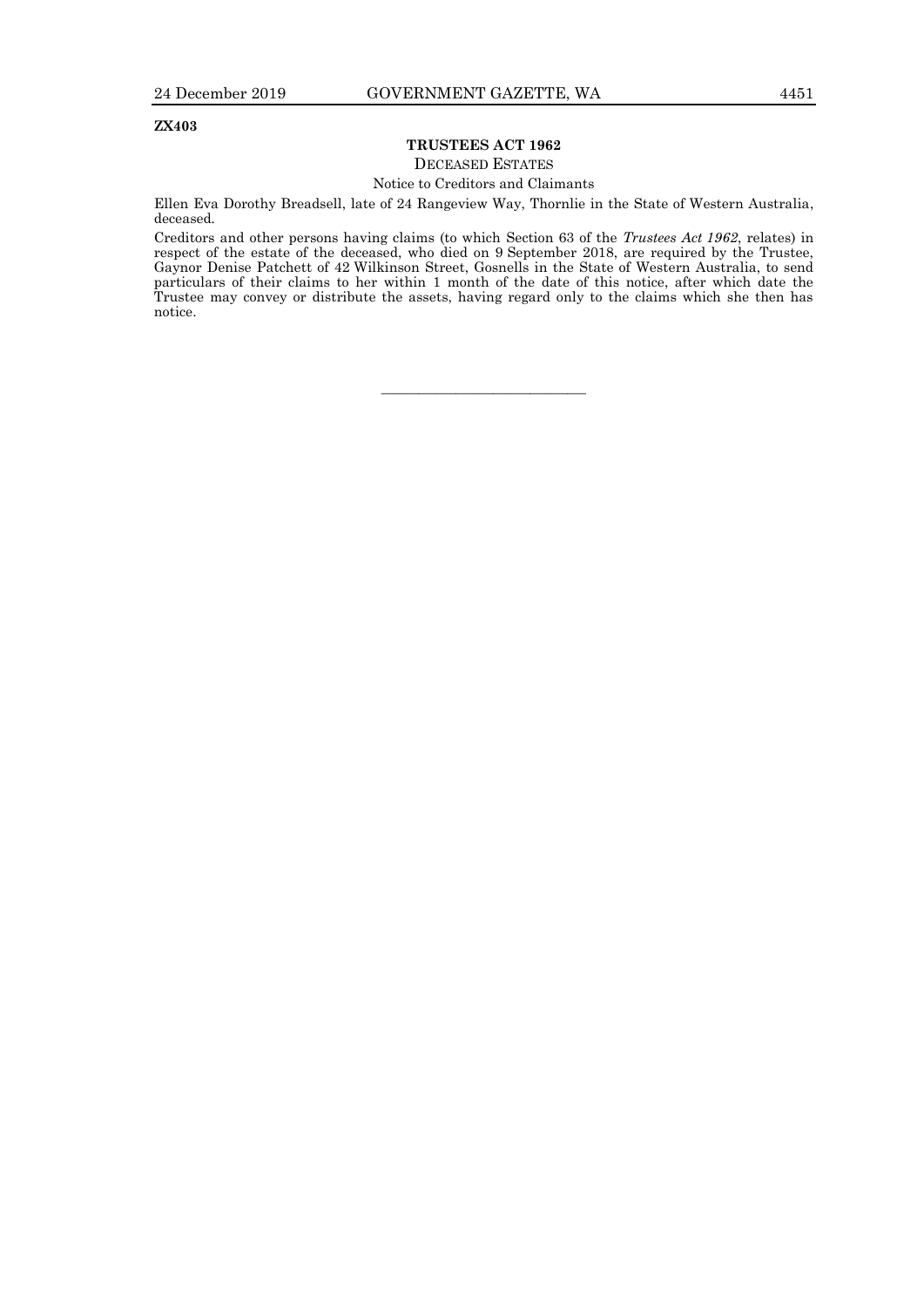**ZX403**

**TRUSTEES ACT 1962**

DECEASED ESTATES

Notice to Creditors and Claimants

Ellen Eva Dorothy Breadsell, late of 24 Rangeview Way, Thornlie in the State of Western Australia, deceased.

Creditors and other persons having claims (to which Section 63 of the *Trustees Act 1962*, relates) in respect of the estate of the deceased, who died on 9 September 2018, are required by the Trustee, Gaynor Denise Patchett of 42 Wilkinson Street, Gosnells in the State of Western Australia, to send particulars of their claims to her within 1 month of the date of this notice, after which date the Trustee may convey or distribute the assets, having regard only to the claims which she then has notice.

———————————